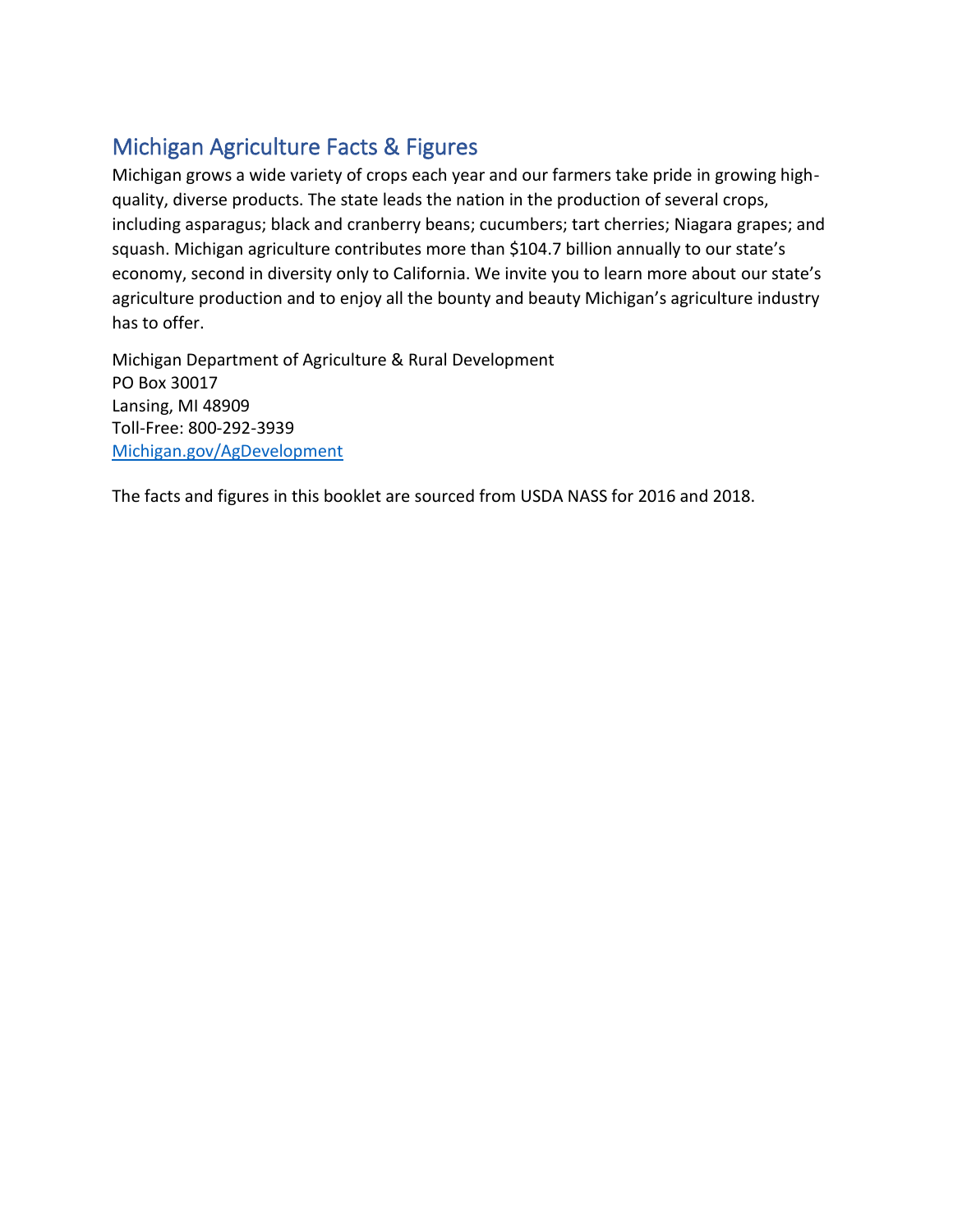## Michigan Agriculture Facts & Figures

Michigan grows a wide variety of crops each year and our farmers take pride in growing high-quality, diverse products. The state leads the nation in the production of several crops, including asparagus; black and cranberry beans; cucumbers; tart cherries; Niagara grapes; and squash. Michigan agriculture contributes more than $104.7 billion annually to our state's economy, second in diversity only to California. We invite you to learn more about our state's agriculture production and to enjoy all the bounty and beauty Michigan's agriculture industry has to offer.

Michigan Department of Agriculture & Rural Development  
PO Box 30017  
Lansing, MI 48909  
Toll-Free: 800-292-3939  
[Michigan.gov/AgDevelopment](Michigan.gov/AgDevelopment)

The facts and figures in this booklet are sourced from USDA NASS for 2016 and 2018.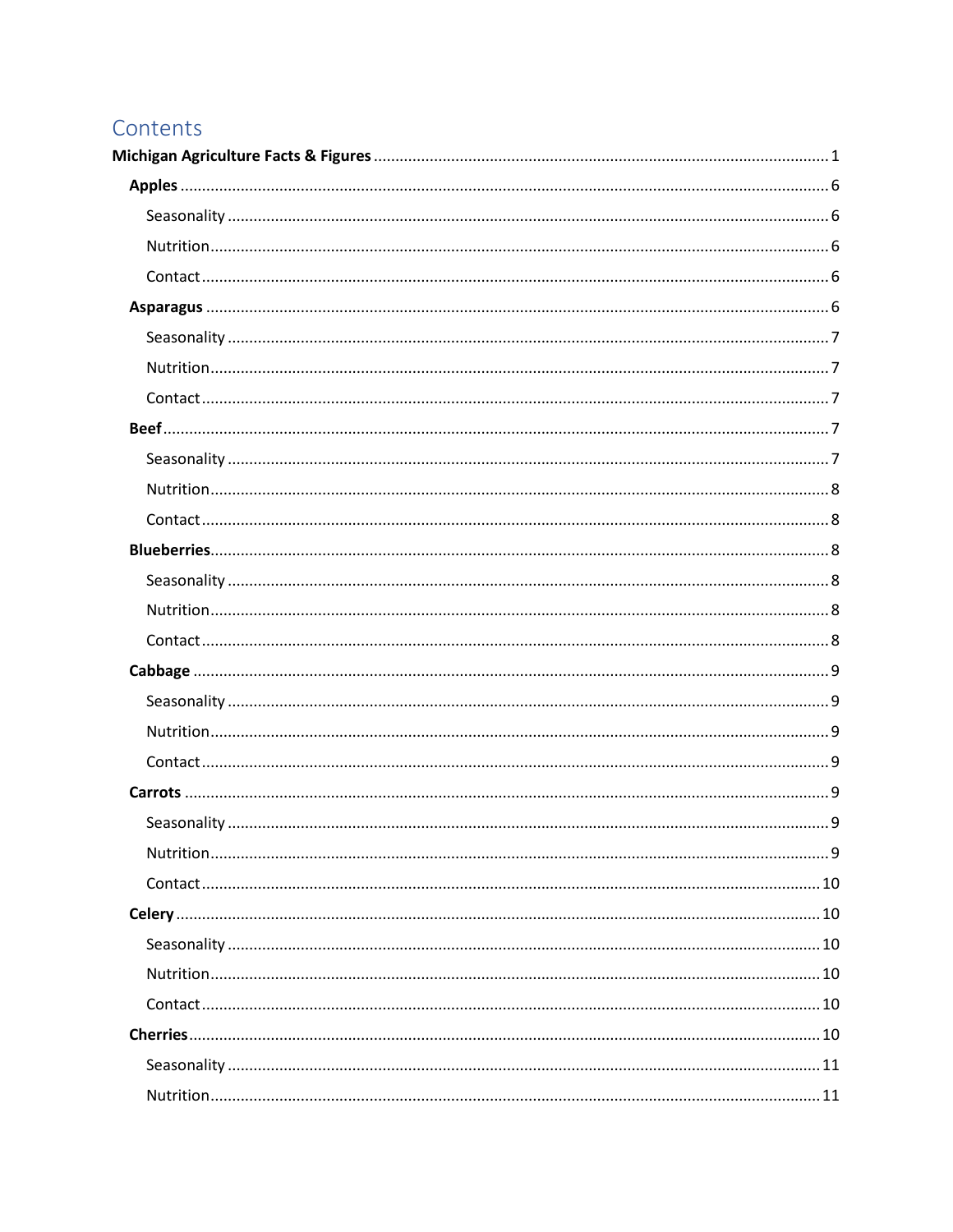# Contents

**Michigan Agriculture Facts & Figures** ........ 1

- **Apples** ........ 6
  - Seasonality ........ 6
  - Nutrition ........ 6
  - Contact ........ 6
- **Asparagus** ........ 6
  - Seasonality ........ 7
  - Nutrition ........ 7
  - Contact ........ 7
- **Beef** ........ 7
  - Seasonality ........ 7
  - Nutrition ........ 8
  - Contact ........ 8
- **Blueberries** ........ 8
  - Seasonality ........ 8
  - Nutrition ........ 8
  - Contact ........ 8
- **Cabbage** ........ 9
  - Seasonality ........ 9
  - Nutrition ........ 9
  - Contact ........ 9
- **Carrots** ........ 9
  - Seasonality ........ 9
  - Nutrition ........ 9
  - Contact ........ 10
- **Celery** ........ 10
  - Seasonality ........ 10
  - Nutrition ........ 10
  - Contact ........ 10
- **Cherries** ........ 10
  - Seasonality ........ 11
  - Nutrition ........ 11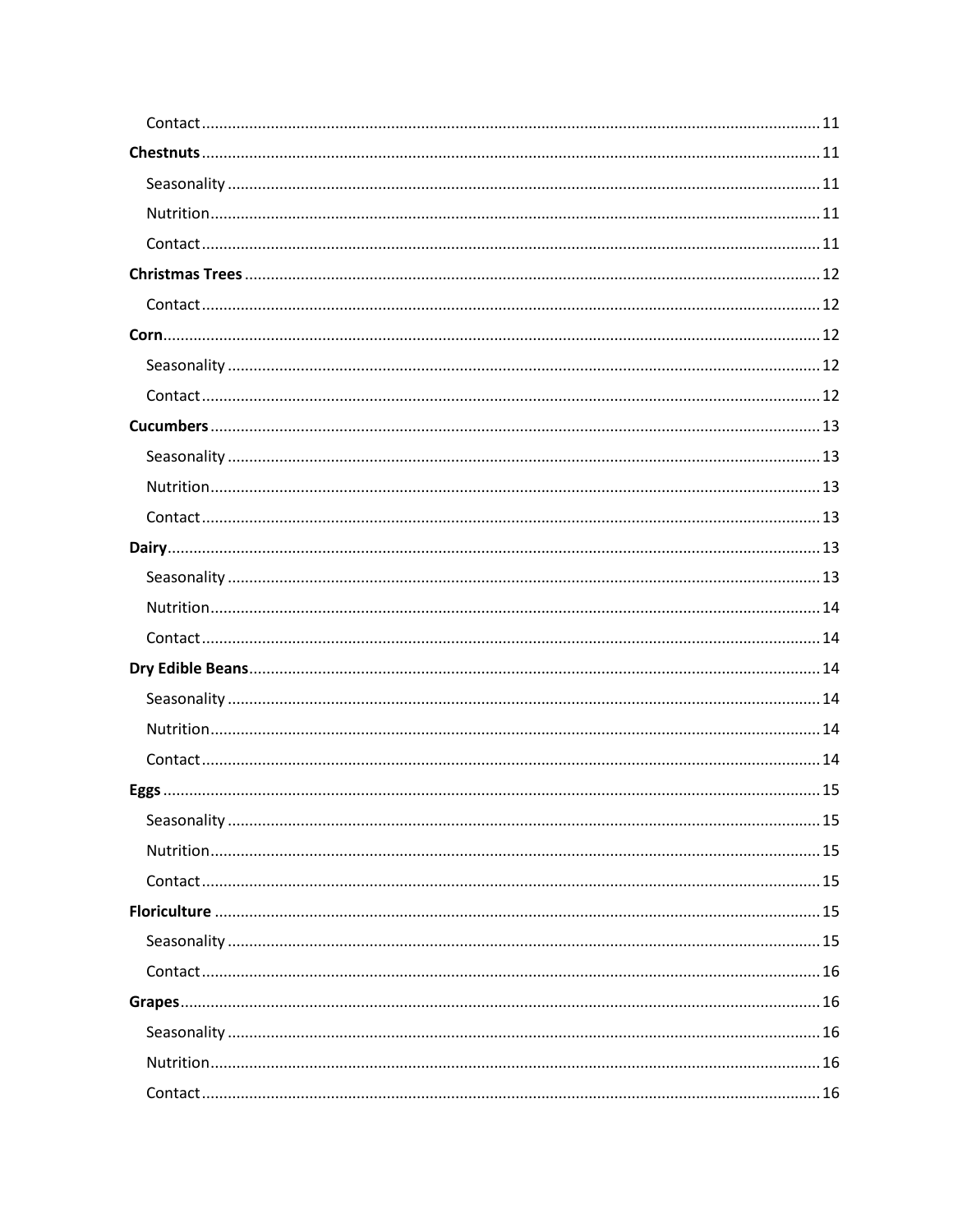Contact ........ 11

**Chestnuts** ........ 11

Seasonality ........ 11

Nutrition ........ 11

Contact ........ 11

**Christmas Trees** ........ 12

Contact ........ 12

**Corn** ........ 12

Seasonality ........ 12

Contact ........ 12

**Cucumbers** ........ 13

Seasonality ........ 13

Nutrition ........ 13

Contact ........ 13

**Dairy** ........ 13

Seasonality ........ 13

Nutrition ........ 14

Contact ........ 14

**Dry Edible Beans** ........ 14

Seasonality ........ 14

Nutrition ........ 14

Contact ........ 14

**Eggs** ........ 15

Seasonality ........ 15

Nutrition ........ 15

Contact ........ 15

**Floriculture** ........ 15

Seasonality ........ 15

Contact ........ 16

**Grapes** ........ 16

Seasonality ........ 16

Nutrition ........ 16

Contact ........ 16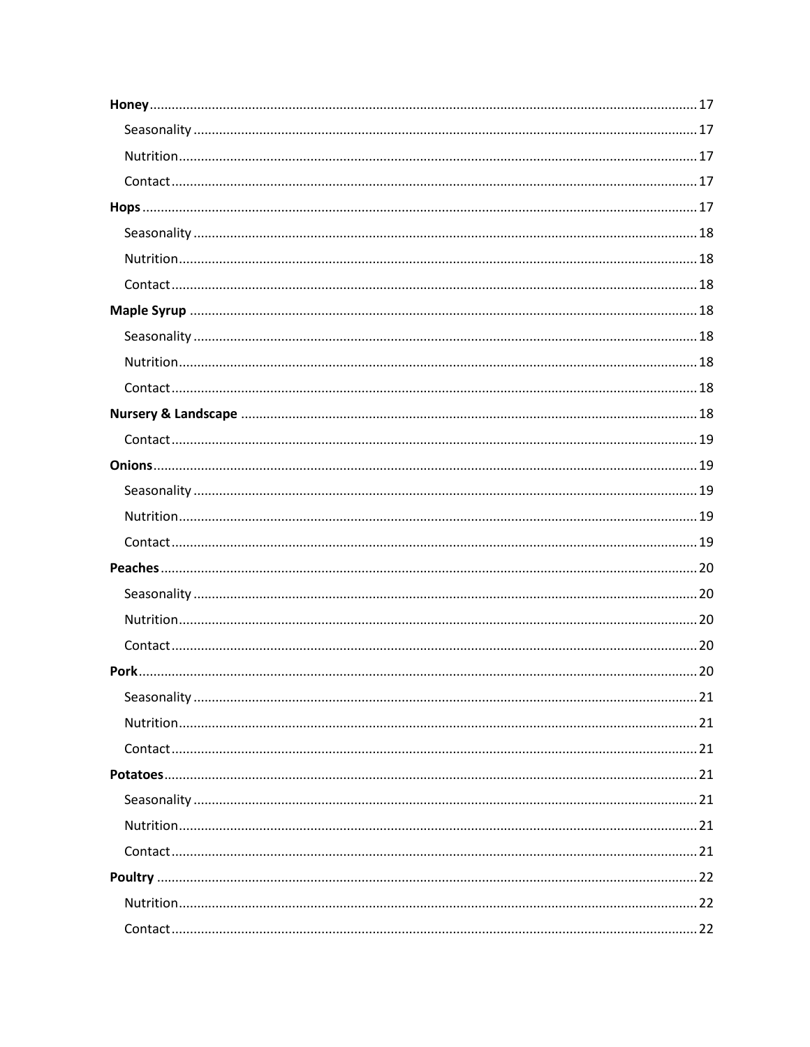**Honey** .......... 17

Seasonality .......... 17

Nutrition .......... 17

Contact .......... 17

**Hops** .......... 17

Seasonality .......... 18

Nutrition .......... 18

Contact .......... 18

**Maple Syrup** .......... 18

Seasonality .......... 18

Nutrition .......... 18

Contact .......... 18

**Nursery & Landscape** .......... 18

Contact .......... 19

**Onions** .......... 19

Seasonality .......... 19

Nutrition .......... 19

Contact .......... 19

**Peaches** .......... 20

Seasonality .......... 20

Nutrition .......... 20

Contact .......... 20

**Pork** .......... 20

Seasonality .......... 21

Nutrition .......... 21

Contact .......... 21

**Potatoes** .......... 21

Seasonality .......... 21

Nutrition .......... 21

Contact .......... 21

**Poultry** .......... 22

Nutrition .......... 22

Contact .......... 22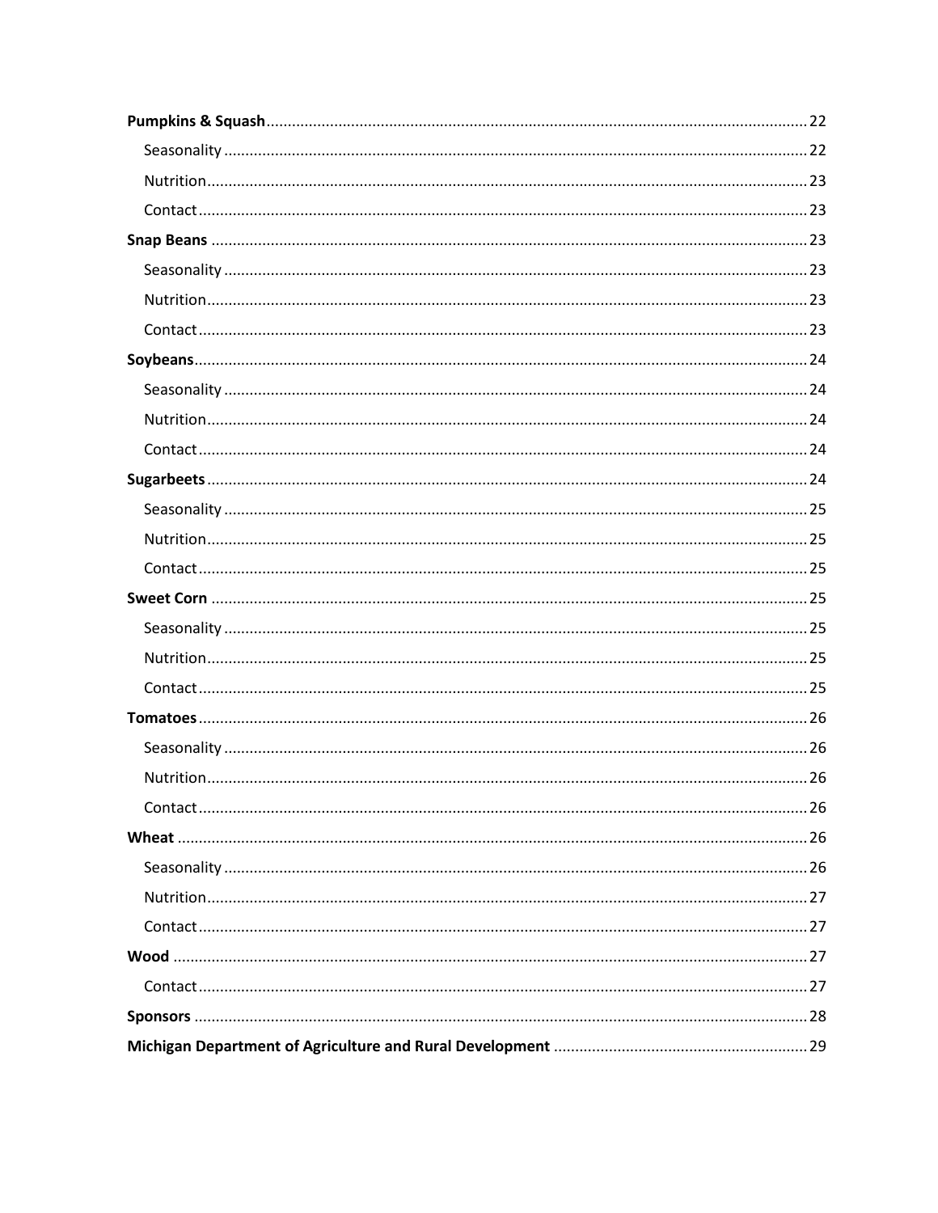**Pumpkins & Squash** .......... 22

Seasonality .......... 22

Nutrition .......... 23

Contact .......... 23

**Snap Beans** .......... 23

Seasonality .......... 23

Nutrition .......... 23

Contact .......... 23

**Soybeans** .......... 24

Seasonality .......... 24

Nutrition .......... 24

Contact .......... 24

**Sugarbeets** .......... 24

Seasonality .......... 25

Nutrition .......... 25

Contact .......... 25

**Sweet Corn** .......... 25

Seasonality .......... 25

Nutrition .......... 25

Contact .......... 25

**Tomatoes** .......... 26

Seasonality .......... 26

Nutrition .......... 26

Contact .......... 26

**Wheat** .......... 26

Seasonality .......... 26

Nutrition .......... 27

Contact .......... 27

**Wood** .......... 27

Contact .......... 27

**Sponsors** .......... 28

**Michigan Department of Agriculture and Rural Development** .......... 29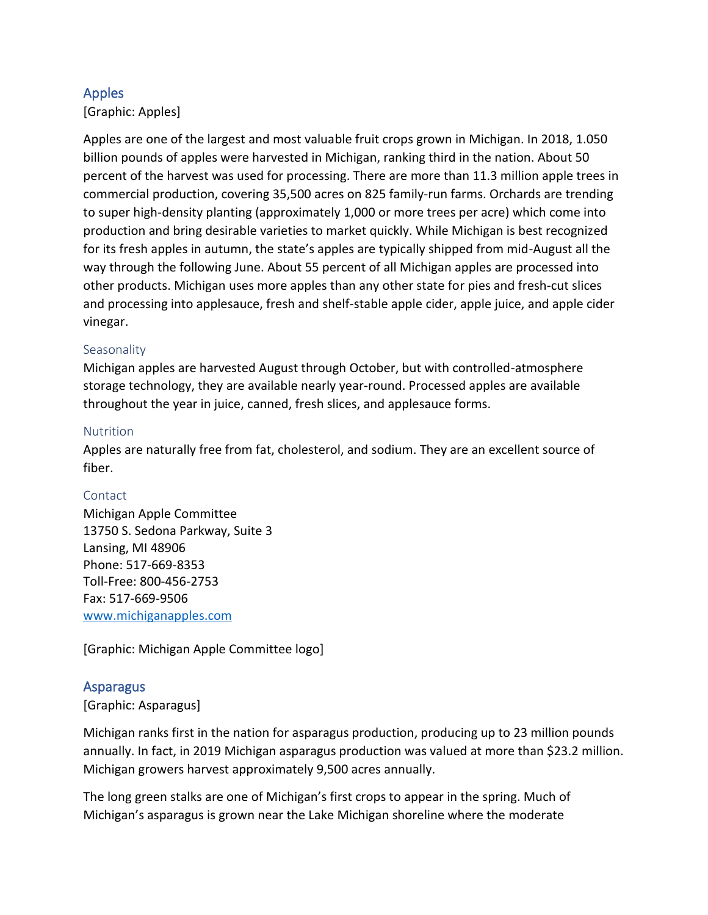## Apples

[Graphic: Apples]

Apples are one of the largest and most valuable fruit crops grown in Michigan. In 2018, 1.050 billion pounds of apples were harvested in Michigan, ranking third in the nation. About 50 percent of the harvest was used for processing. There are more than 11.3 million apple trees in commercial production, covering 35,500 acres on 825 family-run farms. Orchards are trending to super high-density planting (approximately 1,000 or more trees per acre) which come into production and bring desirable varieties to market quickly. While Michigan is best recognized for its fresh apples in autumn, the state's apples are typically shipped from mid-August all the way through the following June. About 55 percent of all Michigan apples are processed into other products. Michigan uses more apples than any other state for pies and fresh-cut slices and processing into applesauce, fresh and shelf-stable apple cider, apple juice, and apple cider vinegar.

### Seasonality

Michigan apples are harvested August through October, but with controlled-atmosphere storage technology, they are available nearly year-round. Processed apples are available throughout the year in juice, canned, fresh slices, and applesauce forms.

### Nutrition

Apples are naturally free from fat, cholesterol, and sodium. They are an excellent source of fiber.

### Contact

Michigan Apple Committee
13750 S. Sedona Parkway, Suite 3
Lansing, MI 48906
Phone: 517-669-8353
Toll-Free: 800-456-2753
Fax: 517-669-9506
[www.michiganapples.com](http://www.michiganapples.com)

[Graphic: Michigan Apple Committee logo]

## Asparagus

[Graphic: Asparagus]

Michigan ranks first in the nation for asparagus production, producing up to 23 million pounds annually. In fact, in 2019 Michigan asparagus production was valued at more than $23.2 million. Michigan growers harvest approximately 9,500 acres annually.

The long green stalks are one of Michigan's first crops to appear in the spring. Much of Michigan's asparagus is grown near the Lake Michigan shoreline where the moderate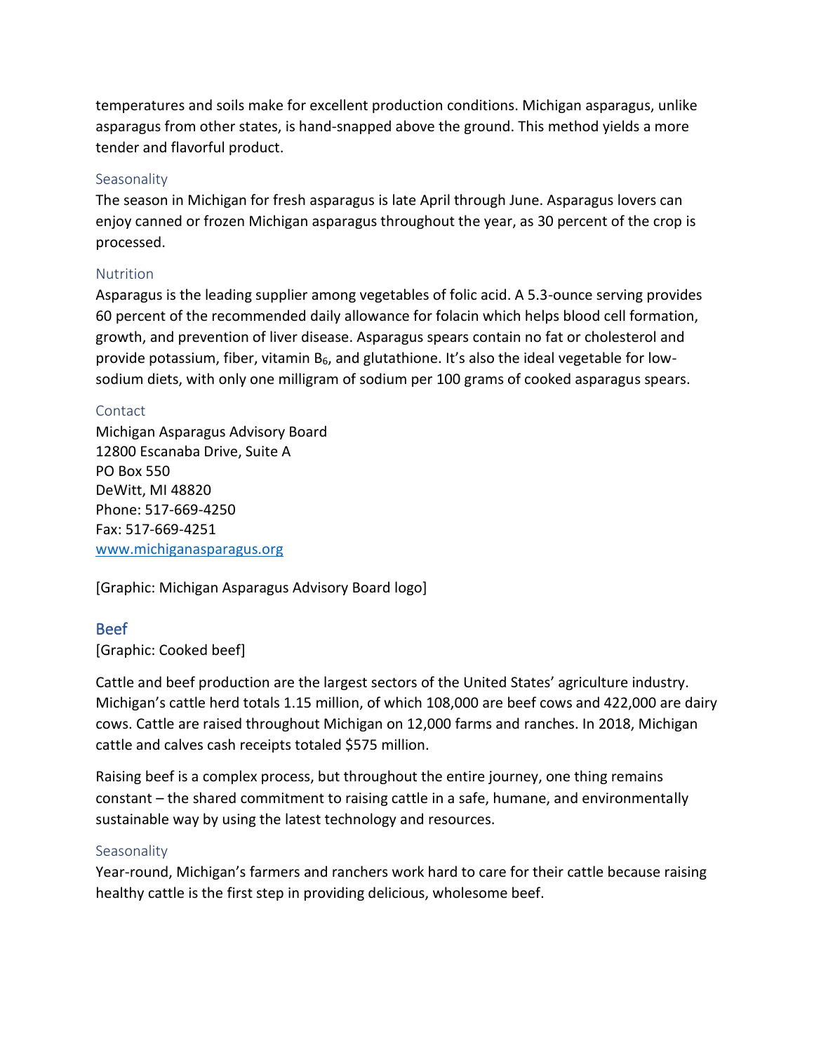temperatures and soils make for excellent production conditions. Michigan asparagus, unlike asparagus from other states, is hand-snapped above the ground. This method yields a more tender and flavorful product.

### Seasonality

The season in Michigan for fresh asparagus is late April through June. Asparagus lovers can enjoy canned or frozen Michigan asparagus throughout the year, as 30 percent of the crop is processed.

### Nutrition

Asparagus is the leading supplier among vegetables of folic acid. A 5.3-ounce serving provides 60 percent of the recommended daily allowance for folacin which helps blood cell formation, growth, and prevention of liver disease. Asparagus spears contain no fat or cholesterol and provide potassium, fiber, vitamin $B_6$, and glutathione. It's also the ideal vegetable for low-sodium diets, with only one milligram of sodium per 100 grams of cooked asparagus spears.

### Contact

Michigan Asparagus Advisory Board
12800 Escanaba Drive, Suite A
PO Box 550
DeWitt, MI 48820
Phone: 517-669-4250
Fax: 517-669-4251
[www.michiganasparagus.org](http://www.michiganasparagus.org)

[Graphic: Michigan Asparagus Advisory Board logo]

## Beef

[Graphic: Cooked beef]

Cattle and beef production are the largest sectors of the United States' agriculture industry. Michigan's cattle herd totals 1.15 million, of which 108,000 are beef cows and 422,000 are dairy cows. Cattle are raised throughout Michigan on 12,000 farms and ranches. In 2018, Michigan cattle and calves cash receipts totaled $575 million.

Raising beef is a complex process, but throughout the entire journey, one thing remains constant – the shared commitment to raising cattle in a safe, humane, and environmentally sustainable way by using the latest technology and resources.

### Seasonality

Year-round, Michigan's farmers and ranchers work hard to care for their cattle because raising healthy cattle is the first step in providing delicious, wholesome beef.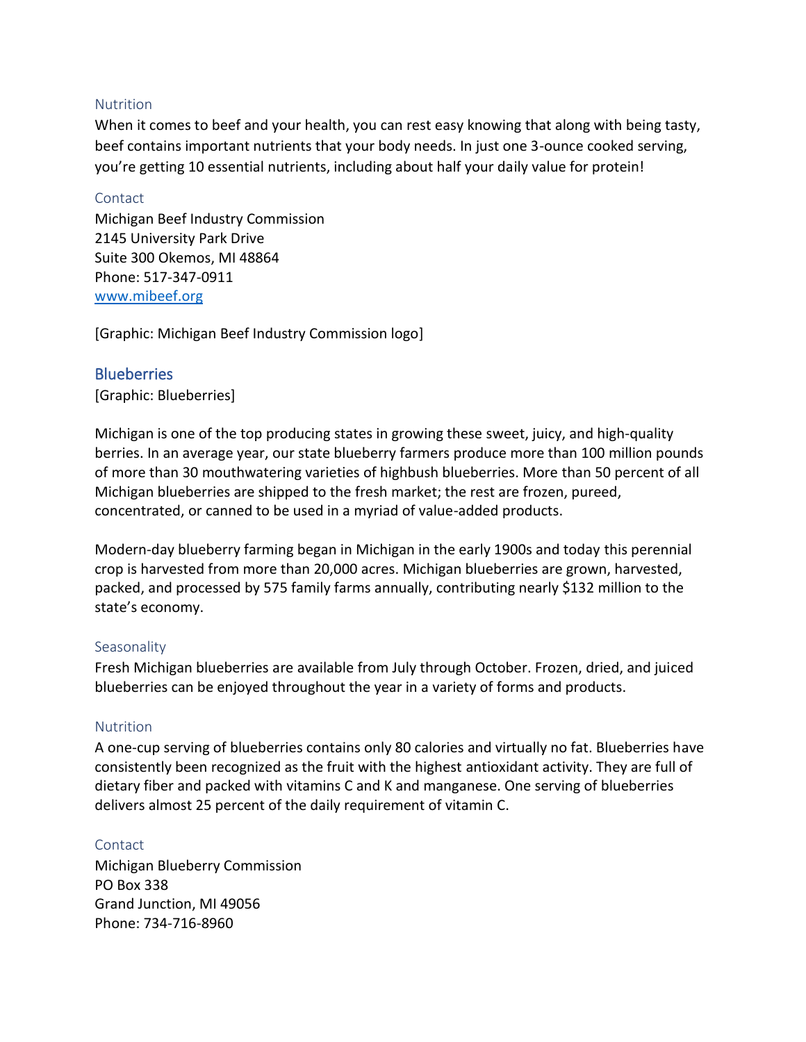### Nutrition

When it comes to beef and your health, you can rest easy knowing that along with being tasty, beef contains important nutrients that your body needs. In just one 3-ounce cooked serving, you're getting 10 essential nutrients, including about half your daily value for protein!

### Contact

Michigan Beef Industry Commission
2145 University Park Drive
Suite 300 Okemos, MI 48864
Phone: 517-347-0911
[www.mibeef.org](http://www.mibeef.org)

[Graphic: Michigan Beef Industry Commission logo]

## Blueberries

[Graphic: Blueberries]

Michigan is one of the top producing states in growing these sweet, juicy, and high-quality berries. In an average year, our state blueberry farmers produce more than 100 million pounds of more than 30 mouthwatering varieties of highbush blueberries. More than 50 percent of all Michigan blueberries are shipped to the fresh market; the rest are frozen, pureed, concentrated, or canned to be used in a myriad of value-added products.

Modern-day blueberry farming began in Michigan in the early 1900s and today this perennial crop is harvested from more than 20,000 acres. Michigan blueberries are grown, harvested, packed, and processed by 575 family farms annually, contributing nearly $132 million to the state's economy.

### Seasonality

Fresh Michigan blueberries are available from July through October. Frozen, dried, and juiced blueberries can be enjoyed throughout the year in a variety of forms and products.

### Nutrition

A one-cup serving of blueberries contains only 80 calories and virtually no fat. Blueberries have consistently been recognized as the fruit with the highest antioxidant activity. They are full of dietary fiber and packed with vitamins C and K and manganese. One serving of blueberries delivers almost 25 percent of the daily requirement of vitamin C.

### Contact

Michigan Blueberry Commission
PO Box 338
Grand Junction, MI 49056
Phone: 734-716-8960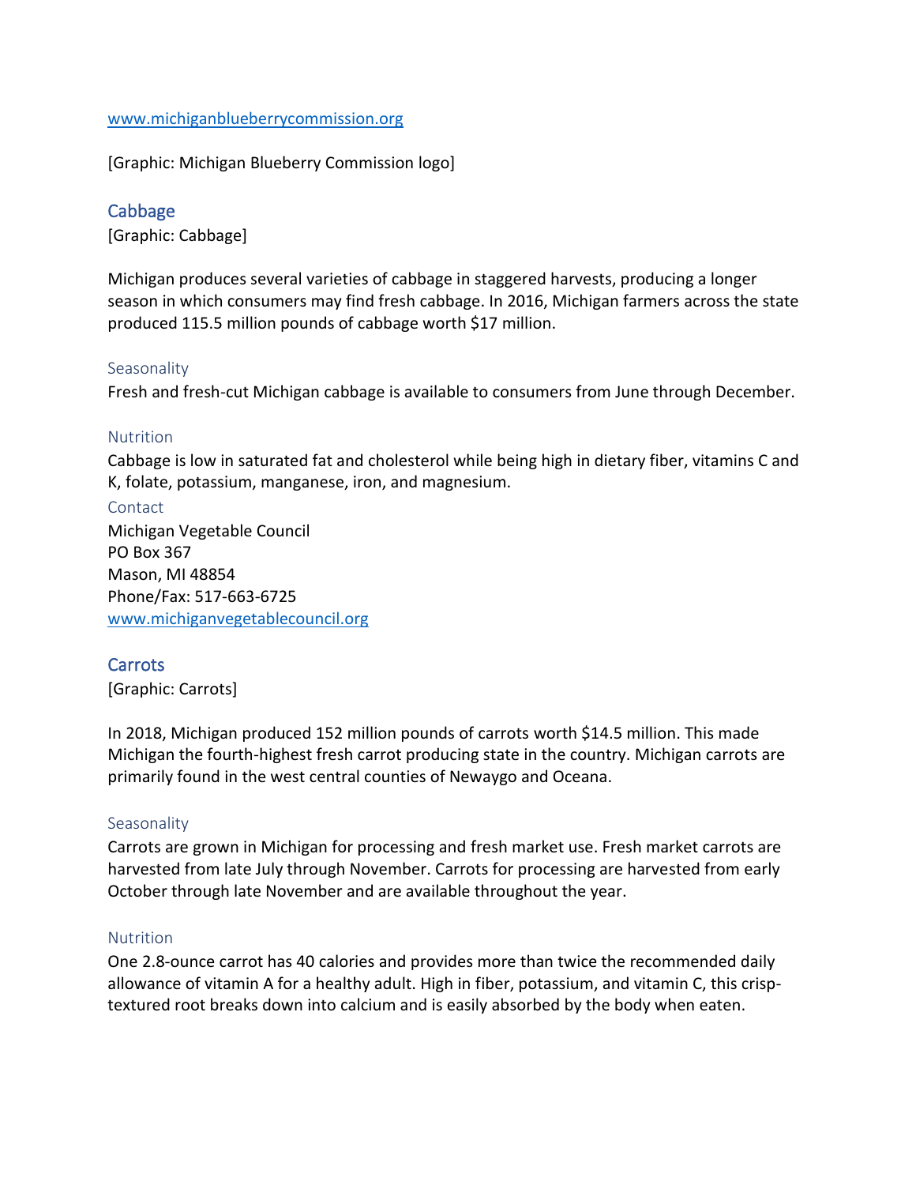www.michiganblueberrycommission.org

[Graphic: Michigan Blueberry Commission logo]

## Cabbage

[Graphic: Cabbage]

Michigan produces several varieties of cabbage in staggered harvests, producing a longer season in which consumers may find fresh cabbage. In 2016, Michigan farmers across the state produced 115.5 million pounds of cabbage worth $17 million.

### Seasonality

Fresh and fresh-cut Michigan cabbage is available to consumers from June through December.

### Nutrition

Cabbage is low in saturated fat and cholesterol while being high in dietary fiber, vitamins C and K, folate, potassium, manganese, iron, and magnesium.

### Contact

Michigan Vegetable Council
PO Box 367
Mason, MI 48854
Phone/Fax: 517-663-6725
www.michiganvegetablecouncil.org

## Carrots

[Graphic: Carrots]

In 2018, Michigan produced 152 million pounds of carrots worth $14.5 million. This made Michigan the fourth-highest fresh carrot producing state in the country. Michigan carrots are primarily found in the west central counties of Newaygo and Oceana.

### Seasonality

Carrots are grown in Michigan for processing and fresh market use. Fresh market carrots are harvested from late July through November. Carrots for processing are harvested from early October through late November and are available throughout the year.

### Nutrition

One 2.8-ounce carrot has 40 calories and provides more than twice the recommended daily allowance of vitamin A for a healthy adult. High in fiber, potassium, and vitamin C, this crisp-textured root breaks down into calcium and is easily absorbed by the body when eaten.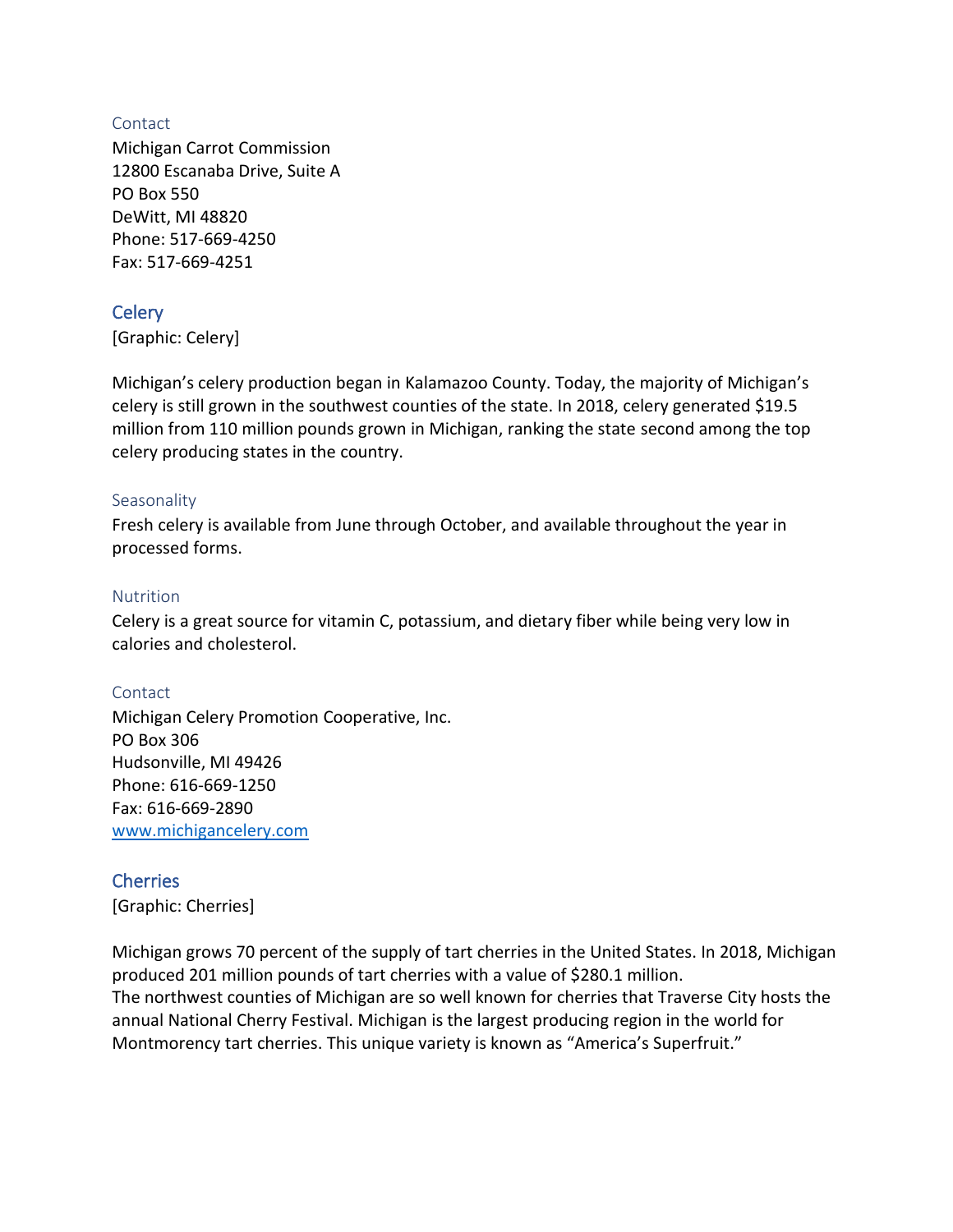### Contact

Michigan Carrot Commission
12800 Escanaba Drive, Suite A
PO Box 550
DeWitt, MI 48820
Phone: 517-669-4250
Fax: 517-669-4251

## Celery

[Graphic: Celery]

Michigan's celery production began in Kalamazoo County. Today, the majority of Michigan's celery is still grown in the southwest counties of the state. In 2018, celery generated $19.5 million from 110 million pounds grown in Michigan, ranking the state second among the top celery producing states in the country.

### Seasonality

Fresh celery is available from June through October, and available throughout the year in processed forms.

### Nutrition

Celery is a great source for vitamin C, potassium, and dietary fiber while being very low in calories and cholesterol.

### Contact

Michigan Celery Promotion Cooperative, Inc.
PO Box 306
Hudsonville, MI 49426
Phone: 616-669-1250
Fax: 616-669-2890
[www.michigancelery.com](http://www.michigancelery.com)

## Cherries

[Graphic: Cherries]

Michigan grows 70 percent of the supply of tart cherries in the United States. In 2018, Michigan produced 201 million pounds of tart cherries with a value of $280.1 million.
The northwest counties of Michigan are so well known for cherries that Traverse City hosts the annual National Cherry Festival. Michigan is the largest producing region in the world for Montmorency tart cherries. This unique variety is known as "America's Superfruit."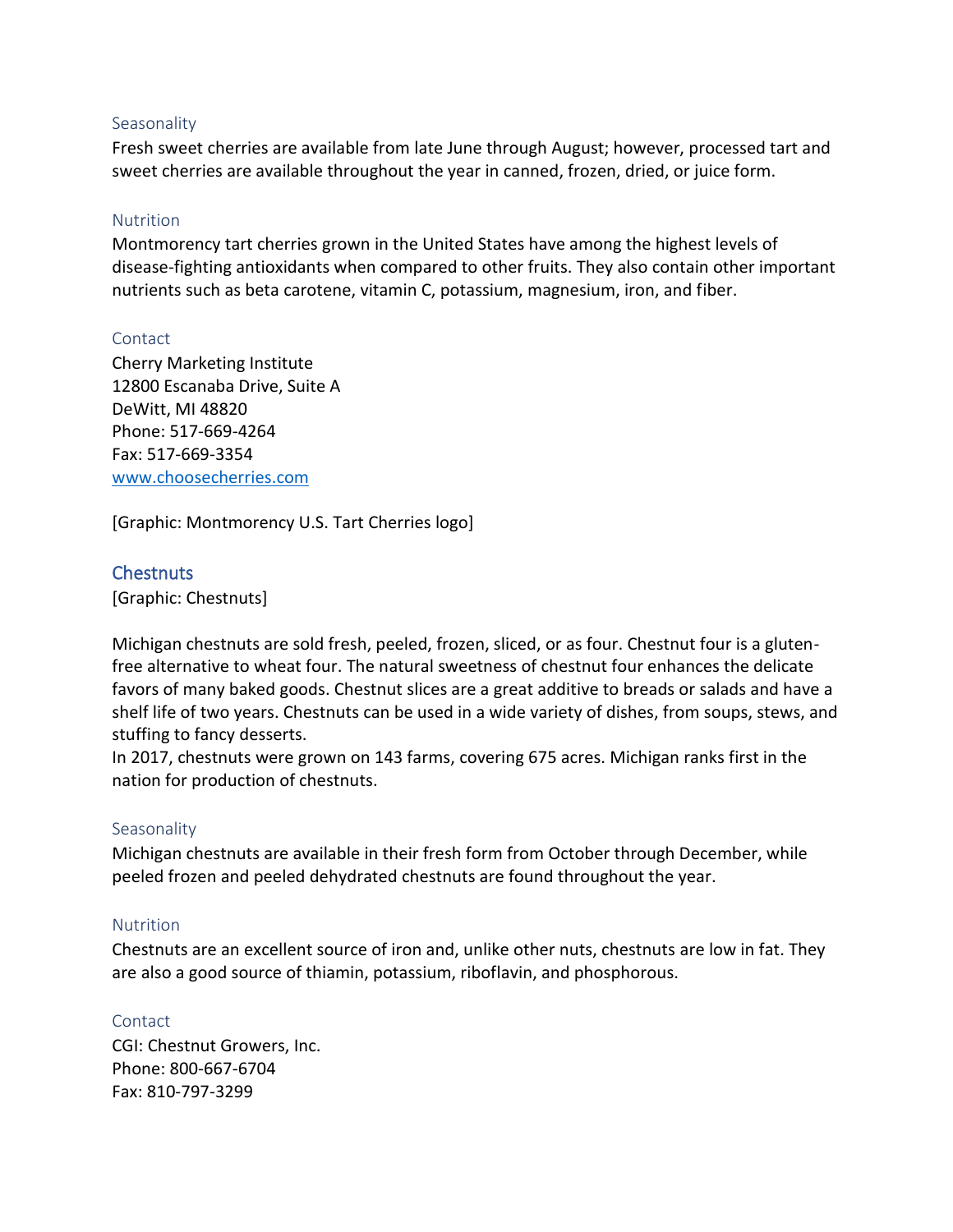### Seasonality

Fresh sweet cherries are available from late June through August; however, processed tart and sweet cherries are available throughout the year in canned, frozen, dried, or juice form.

### Nutrition

Montmorency tart cherries grown in the United States have among the highest levels of disease-fighting antioxidants when compared to other fruits. They also contain other important nutrients such as beta carotene, vitamin C, potassium, magnesium, iron, and fiber.

### Contact

Cherry Marketing Institute
12800 Escanaba Drive, Suite A
DeWitt, MI 48820
Phone: 517-669-4264
Fax: 517-669-3354
[www.choosecherries.com](http://www.choosecherries.com)

[Graphic: Montmorency U.S. Tart Cherries logo]

## Chestnuts

[Graphic: Chestnuts]

Michigan chestnuts are sold fresh, peeled, frozen, sliced, or as four. Chestnut four is a gluten-free alternative to wheat four. The natural sweetness of chestnut four enhances the delicate favors of many baked goods. Chestnut slices are a great additive to breads or salads and have a shelf life of two years. Chestnuts can be used in a wide variety of dishes, from soups, stews, and stuffing to fancy desserts.
In 2017, chestnuts were grown on 143 farms, covering 675 acres. Michigan ranks first in the nation for production of chestnuts.

### Seasonality

Michigan chestnuts are available in their fresh form from October through December, while peeled frozen and peeled dehydrated chestnuts are found throughout the year.

### Nutrition

Chestnuts are an excellent source of iron and, unlike other nuts, chestnuts are low in fat. They are also a good source of thiamin, potassium, riboflavin, and phosphorous.

### Contact

CGI: Chestnut Growers, Inc.
Phone: 800-667-6704
Fax: 810-797-3299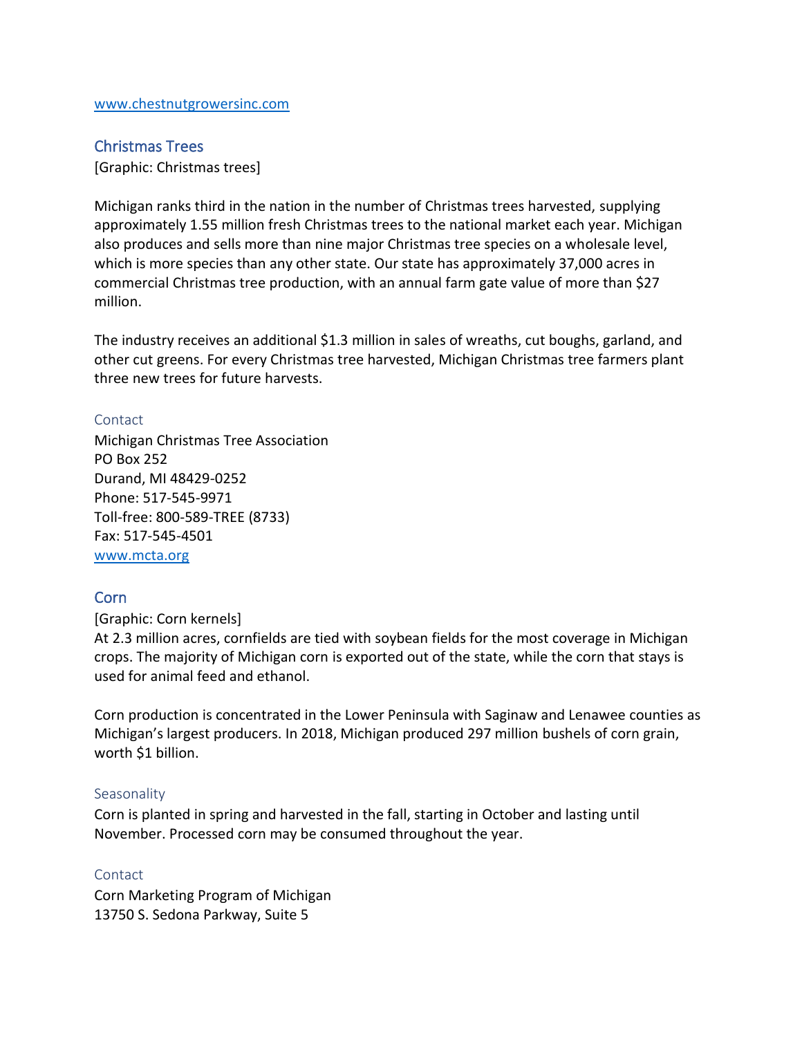www.chestnutgrowersinc.com

## Christmas Trees

[Graphic: Christmas trees]

Michigan ranks third in the nation in the number of Christmas trees harvested, supplying approximately 1.55 million fresh Christmas trees to the national market each year. Michigan also produces and sells more than nine major Christmas tree species on a wholesale level, which is more species than any other state. Our state has approximately 37,000 acres in commercial Christmas tree production, with an annual farm gate value of more than $27 million.

The industry receives an additional $1.3 million in sales of wreaths, cut boughs, garland, and other cut greens. For every Christmas tree harvested, Michigan Christmas tree farmers plant three new trees for future harvests.

### Contact

Michigan Christmas Tree Association
PO Box 252
Durand, MI 48429-0252
Phone: 517-545-9971
Toll-free: 800-589-TREE (8733)
Fax: 517-545-4501
www.mcta.org

## Corn

[Graphic: Corn kernels]
At 2.3 million acres, cornfields are tied with soybean fields for the most coverage in Michigan crops. The majority of Michigan corn is exported out of the state, while the corn that stays is used for animal feed and ethanol.

Corn production is concentrated in the Lower Peninsula with Saginaw and Lenawee counties as Michigan's largest producers. In 2018, Michigan produced 297 million bushels of corn grain, worth $1 billion.

### Seasonality

Corn is planted in spring and harvested in the fall, starting in October and lasting until November. Processed corn may be consumed throughout the year.

### Contact

Corn Marketing Program of Michigan
13750 S. Sedona Parkway, Suite 5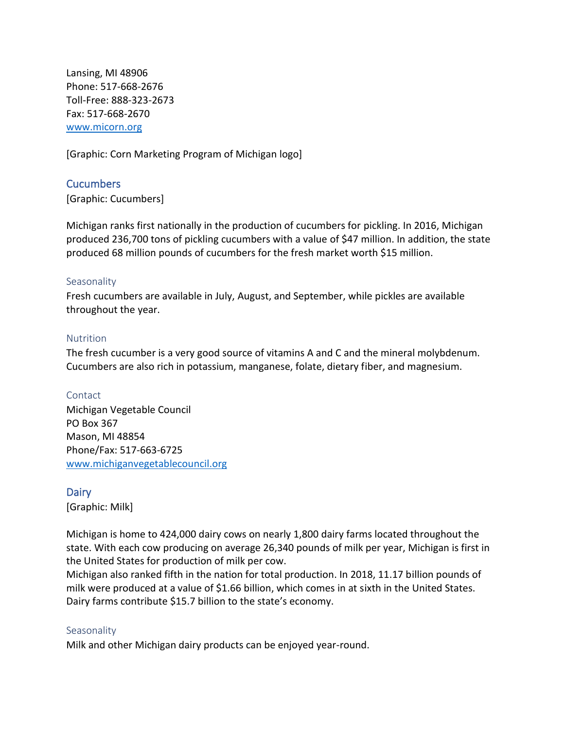Lansing, MI 48906
Phone: 517-668-2676
Toll-Free: 888-323-2673
Fax: 517-668-2670
[www.micorn.org](http://www.micorn.org)

[Graphic: Corn Marketing Program of Michigan logo]

## Cucumbers

[Graphic: Cucumbers]

Michigan ranks first nationally in the production of cucumbers for pickling. In 2016, Michigan produced 236,700 tons of pickling cucumbers with a value of $47 million. In addition, the state produced 68 million pounds of cucumbers for the fresh market worth $15 million.

### Seasonality

Fresh cucumbers are available in July, August, and September, while pickles are available throughout the year.

### Nutrition

The fresh cucumber is a very good source of vitamins A and C and the mineral molybdenum. Cucumbers are also rich in potassium, manganese, folate, dietary fiber, and magnesium.

### Contact

Michigan Vegetable Council
PO Box 367
Mason, MI 48854
Phone/Fax: 517-663-6725
[www.michiganvegetablecouncil.org](http://www.michiganvegetablecouncil.org)

## Dairy

[Graphic: Milk]

Michigan is home to 424,000 dairy cows on nearly 1,800 dairy farms located throughout the state. With each cow producing on average 26,340 pounds of milk per year, Michigan is first in the United States for production of milk per cow.
Michigan also ranked fifth in the nation for total production. In 2018, 11.17 billion pounds of milk were produced at a value of $1.66 billion, which comes in at sixth in the United States. Dairy farms contribute $15.7 billion to the state's economy.

### Seasonality

Milk and other Michigan dairy products can be enjoyed year-round.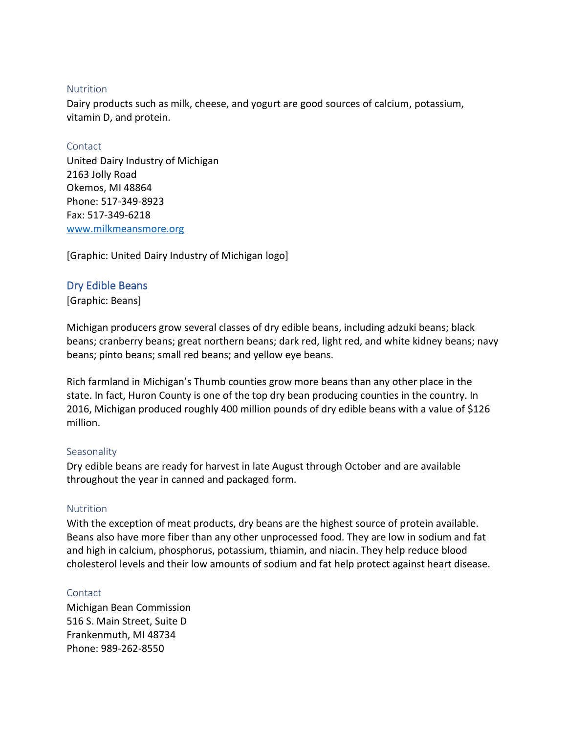### Nutrition

Dairy products such as milk, cheese, and yogurt are good sources of calcium, potassium, vitamin D, and protein.

### Contact

United Dairy Industry of Michigan
2163 Jolly Road
Okemos, MI 48864
Phone: 517-349-8923
Fax: 517-349-6218
www.milkmeansmore.org

[Graphic: United Dairy Industry of Michigan logo]

## Dry Edible Beans

[Graphic: Beans]

Michigan producers grow several classes of dry edible beans, including adzuki beans; black beans; cranberry beans; great northern beans; dark red, light red, and white kidney beans; navy beans; pinto beans; small red beans; and yellow eye beans.

Rich farmland in Michigan's Thumb counties grow more beans than any other place in the state. In fact, Huron County is one of the top dry bean producing counties in the country. In 2016, Michigan produced roughly 400 million pounds of dry edible beans with a value of $126 million.

### Seasonality

Dry edible beans are ready for harvest in late August through October and are available throughout the year in canned and packaged form.

### Nutrition

With the exception of meat products, dry beans are the highest source of protein available. Beans also have more fiber than any other unprocessed food. They are low in sodium and fat and high in calcium, phosphorus, potassium, thiamin, and niacin. They help reduce blood cholesterol levels and their low amounts of sodium and fat help protect against heart disease.

### Contact

Michigan Bean Commission
516 S. Main Street, Suite D
Frankenmuth, MI 48734
Phone: 989-262-8550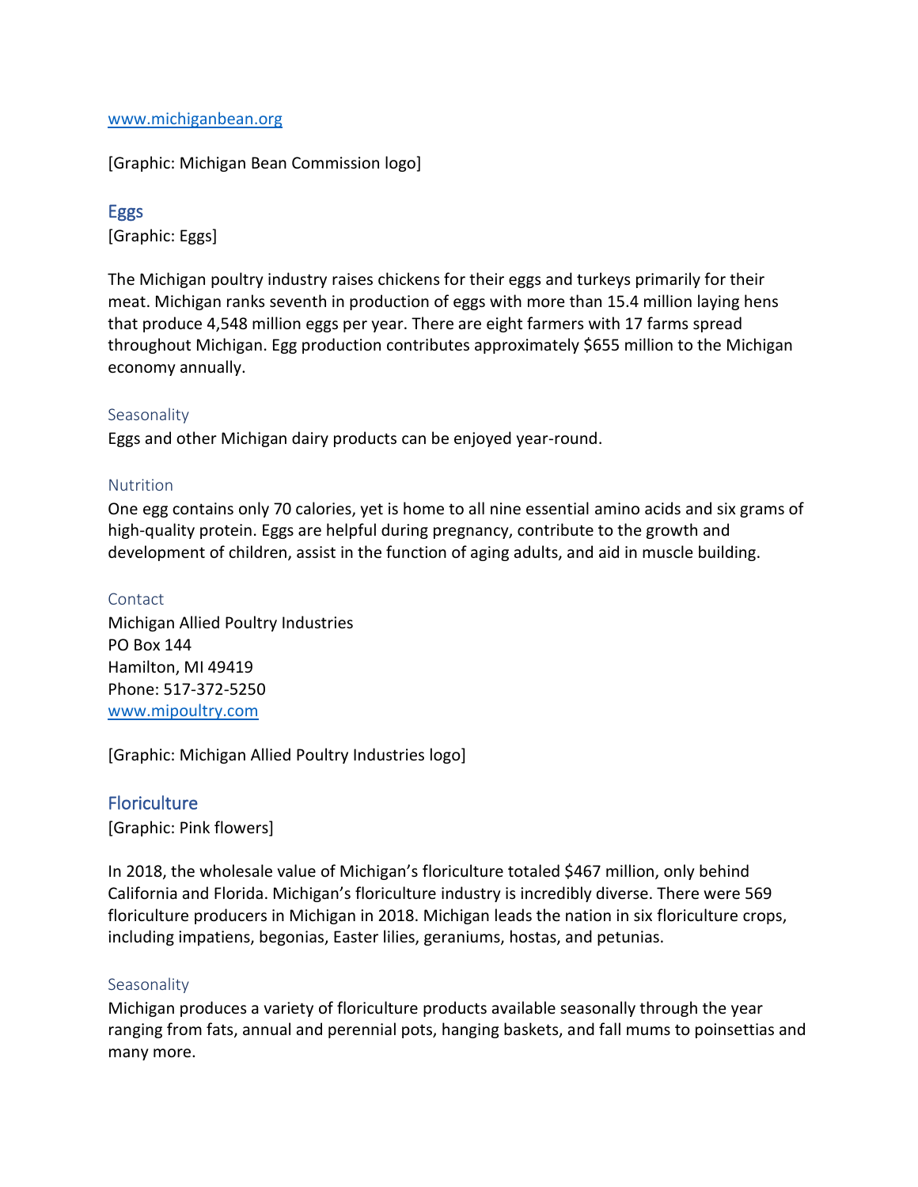[www.michiganbean.org](http://www.michiganbean.org)

[Graphic: Michigan Bean Commission logo]

## Eggs

[Graphic: Eggs]

The Michigan poultry industry raises chickens for their eggs and turkeys primarily for their meat. Michigan ranks seventh in production of eggs with more than 15.4 million laying hens that produce 4,548 million eggs per year. There are eight farmers with 17 farms spread throughout Michigan. Egg production contributes approximately $655 million to the Michigan economy annually.

### Seasonality

Eggs and other Michigan dairy products can be enjoyed year-round.

### Nutrition

One egg contains only 70 calories, yet is home to all nine essential amino acids and six grams of high-quality protein. Eggs are helpful during pregnancy, contribute to the growth and development of children, assist in the function of aging adults, and aid in muscle building.

### Contact

Michigan Allied Poultry Industries
PO Box 144
Hamilton, MI 49419
Phone: 517-372-5250
[www.mipoultry.com](http://www.mipoultry.com)

[Graphic: Michigan Allied Poultry Industries logo]

## Floriculture

[Graphic: Pink flowers]

In 2018, the wholesale value of Michigan's floriculture totaled $467 million, only behind California and Florida. Michigan's floriculture industry is incredibly diverse. There were 569 floriculture producers in Michigan in 2018. Michigan leads the nation in six floriculture crops, including impatiens, begonias, Easter lilies, geraniums, hostas, and petunias.

### Seasonality

Michigan produces a variety of floriculture products available seasonally through the year ranging from fats, annual and perennial pots, hanging baskets, and fall mums to poinsettias and many more.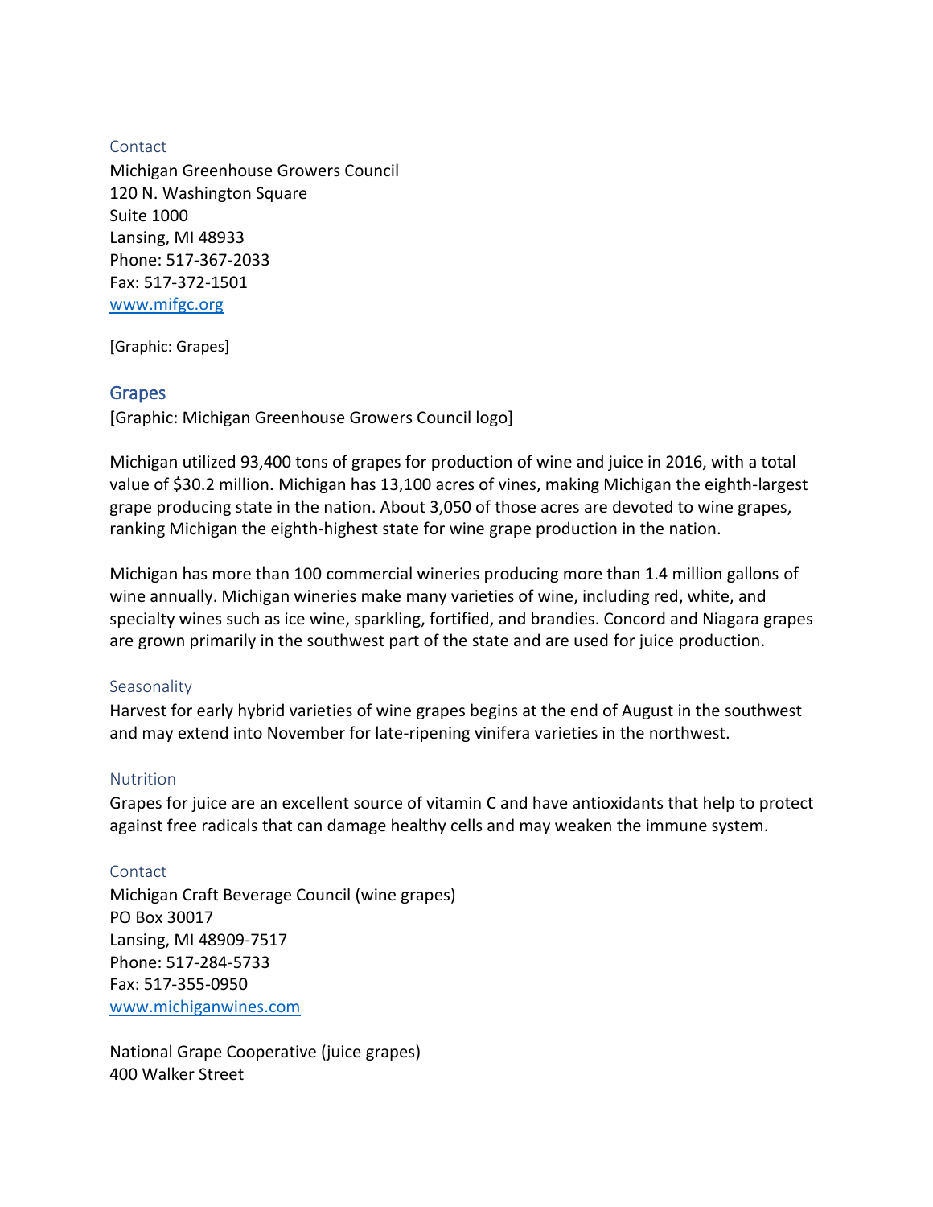### Contact

Michigan Greenhouse Growers Council
120 N. Washington Square
Suite 1000
Lansing, MI 48933
Phone: 517-367-2033
Fax: 517-372-1501
[www.mifgc.org](http://www.mifgc.org)

[Graphic: Grapes]

## Grapes

[Graphic: Michigan Greenhouse Growers Council logo]

Michigan utilized 93,400 tons of grapes for production of wine and juice in 2016, with a total value of $30.2 million. Michigan has 13,100 acres of vines, making Michigan the eighth-largest grape producing state in the nation. About 3,050 of those acres are devoted to wine grapes, ranking Michigan the eighth-highest state for wine grape production in the nation.

Michigan has more than 100 commercial wineries producing more than 1.4 million gallons of wine annually. Michigan wineries make many varieties of wine, including red, white, and specialty wines such as ice wine, sparkling, fortified, and brandies. Concord and Niagara grapes are grown primarily in the southwest part of the state and are used for juice production.

### Seasonality

Harvest for early hybrid varieties of wine grapes begins at the end of August in the southwest and may extend into November for late-ripening vinifera varieties in the northwest.

### Nutrition

Grapes for juice are an excellent source of vitamin C and have antioxidants that help to protect against free radicals that can damage healthy cells and may weaken the immune system.

### Contact

Michigan Craft Beverage Council (wine grapes)
PO Box 30017
Lansing, MI 48909-7517
Phone: 517-284-5733
Fax: 517-355-0950
[www.michiganwines.com](http://www.michiganwines.com)

National Grape Cooperative (juice grapes)
400 Walker Street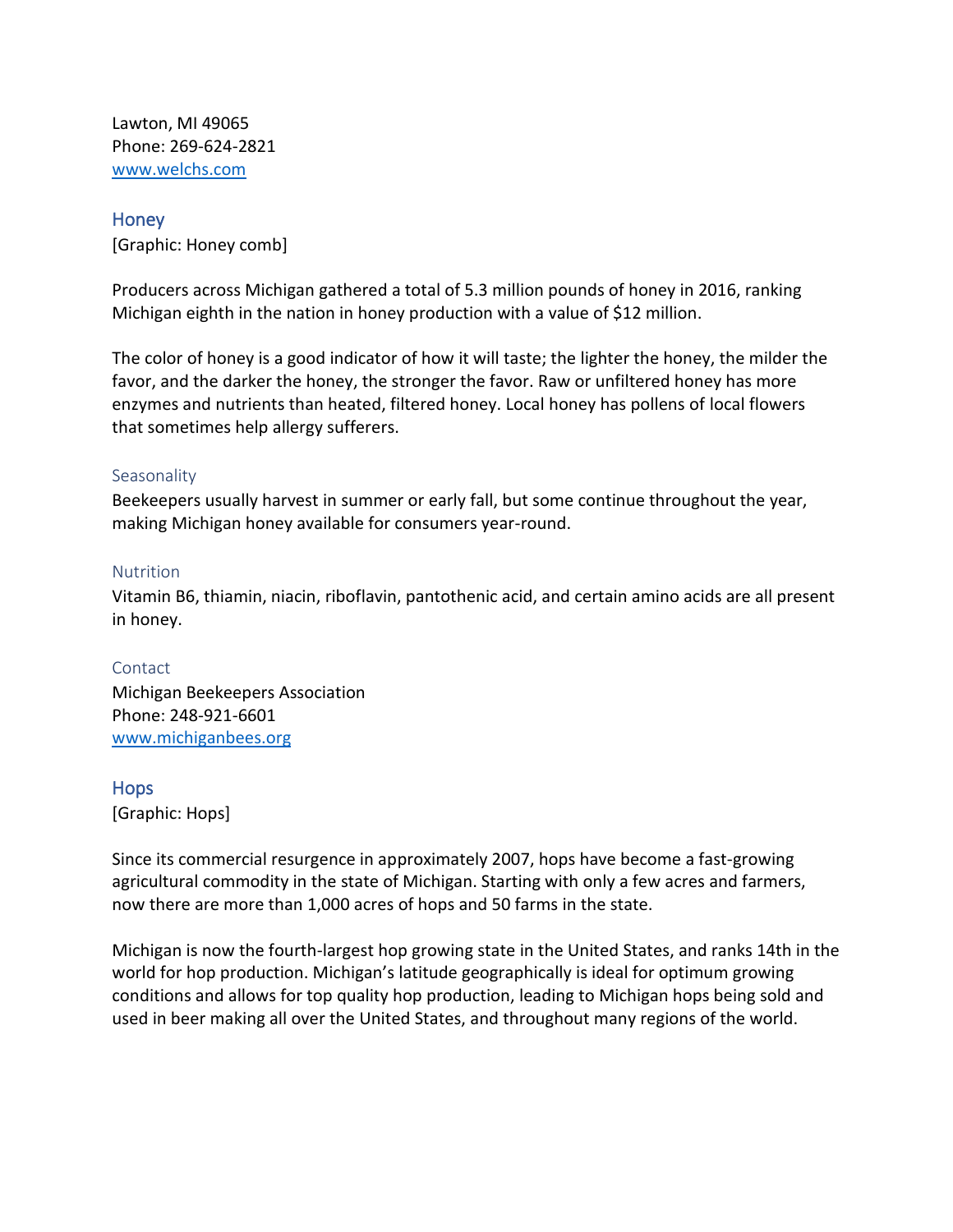Lawton, MI 49065
Phone: 269-624-2821
www.welchs.com

## Honey

[Graphic: Honey comb]

Producers across Michigan gathered a total of 5.3 million pounds of honey in 2016, ranking Michigan eighth in the nation in honey production with a value of $12 million.

The color of honey is a good indicator of how it will taste; the lighter the honey, the milder the favor, and the darker the honey, the stronger the favor. Raw or unfiltered honey has more enzymes and nutrients than heated, filtered honey. Local honey has pollens of local flowers that sometimes help allergy sufferers.

### Seasonality

Beekeepers usually harvest in summer or early fall, but some continue throughout the year, making Michigan honey available for consumers year-round.

### Nutrition

Vitamin B6, thiamin, niacin, riboflavin, pantothenic acid, and certain amino acids are all present in honey.

### Contact

Michigan Beekeepers Association
Phone: 248-921-6601
www.michiganbees.org

## Hops

[Graphic: Hops]

Since its commercial resurgence in approximately 2007, hops have become a fast-growing agricultural commodity in the state of Michigan. Starting with only a few acres and farmers, now there are more than 1,000 acres of hops and 50 farms in the state.

Michigan is now the fourth-largest hop growing state in the United States, and ranks 14th in the world for hop production. Michigan's latitude geographically is ideal for optimum growing conditions and allows for top quality hop production, leading to Michigan hops being sold and used in beer making all over the United States, and throughout many regions of the world.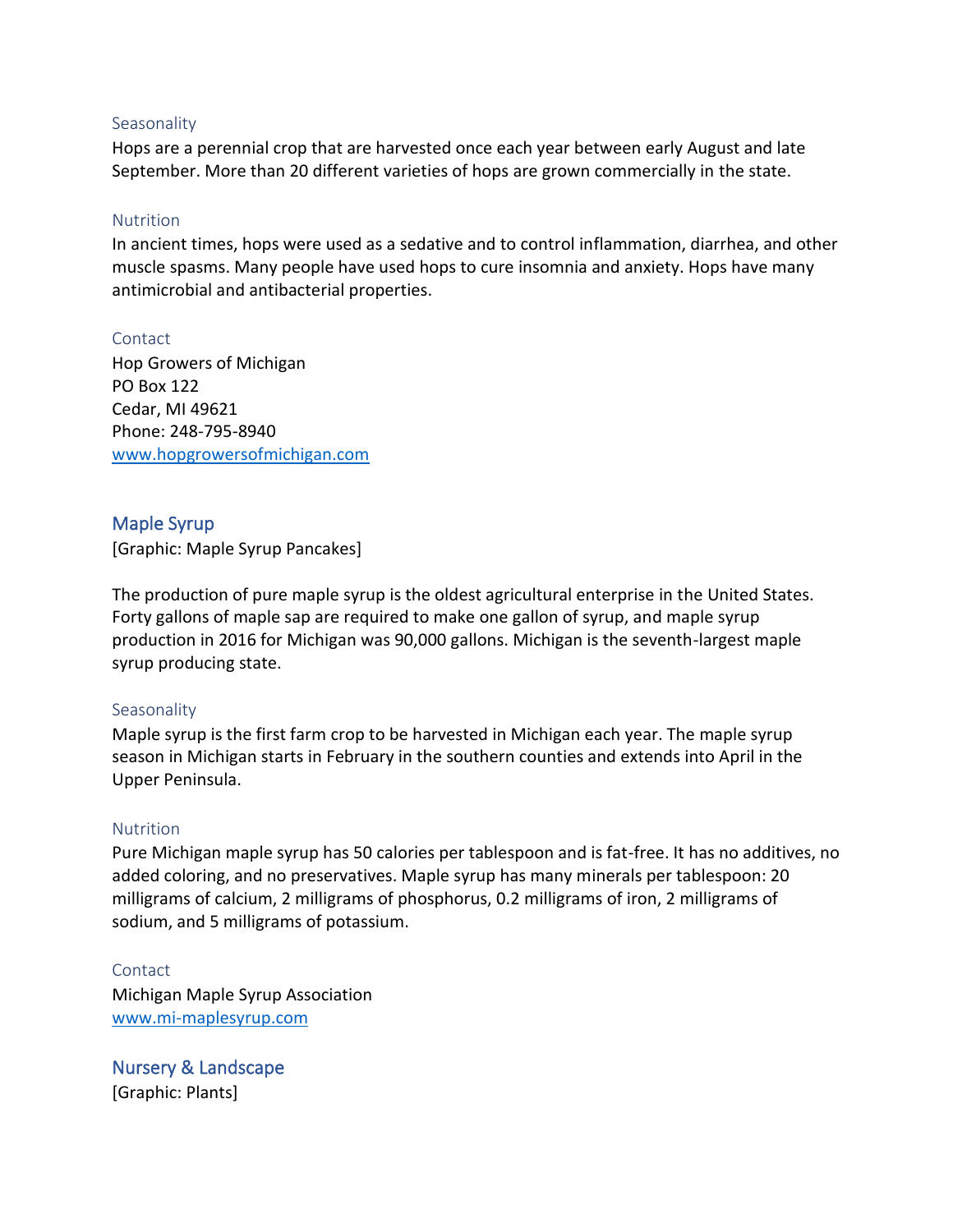### Seasonality

Hops are a perennial crop that are harvested once each year between early August and late September. More than 20 different varieties of hops are grown commercially in the state.

### Nutrition

In ancient times, hops were used as a sedative and to control inflammation, diarrhea, and other muscle spasms. Many people have used hops to cure insomnia and anxiety. Hops have many antimicrobial and antibacterial properties.

### Contact

Hop Growers of Michigan
PO Box 122
Cedar, MI 49621
Phone: 248-795-8940
[www.hopgrowersofmichigan.com](http://www.hopgrowersofmichigan.com)

## Maple Syrup

[Graphic: Maple Syrup Pancakes]

The production of pure maple syrup is the oldest agricultural enterprise in the United States. Forty gallons of maple sap are required to make one gallon of syrup, and maple syrup production in 2016 for Michigan was 90,000 gallons. Michigan is the seventh-largest maple syrup producing state.

### Seasonality

Maple syrup is the first farm crop to be harvested in Michigan each year. The maple syrup season in Michigan starts in February in the southern counties and extends into April in the Upper Peninsula.

### Nutrition

Pure Michigan maple syrup has 50 calories per tablespoon and is fat-free. It has no additives, no added coloring, and no preservatives. Maple syrup has many minerals per tablespoon: 20 milligrams of calcium, 2 milligrams of phosphorus, 0.2 milligrams of iron, 2 milligrams of sodium, and 5 milligrams of potassium.

### Contact

Michigan Maple Syrup Association
[www.mi-maplesyrup.com](http://www.mi-maplesyrup.com)

## Nursery & Landscape

[Graphic: Plants]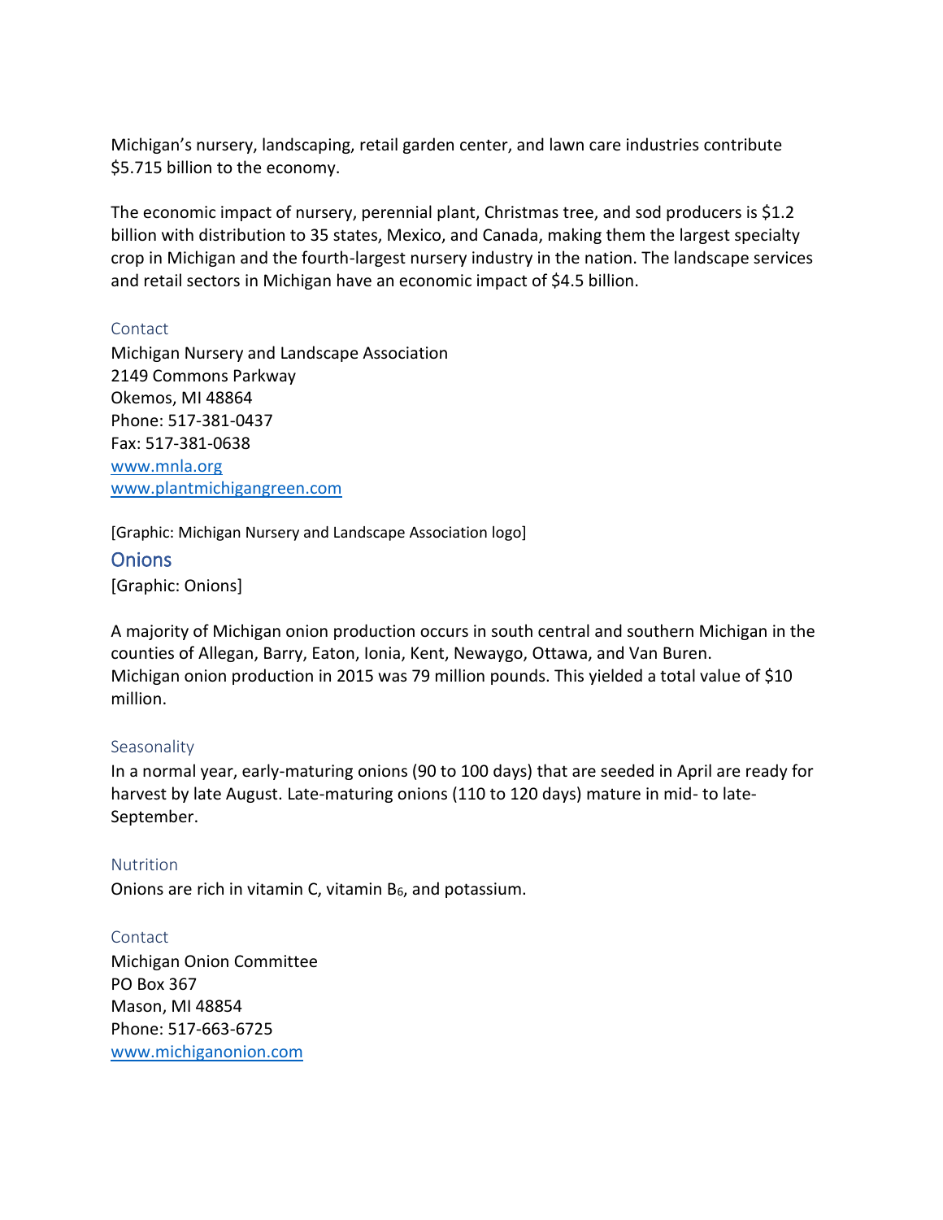Michigan's nursery, landscaping, retail garden center, and lawn care industries contribute $5.715 billion to the economy.

The economic impact of nursery, perennial plant, Christmas tree, and sod producers is $1.2 billion with distribution to 35 states, Mexico, and Canada, making them the largest specialty crop in Michigan and the fourth-largest nursery industry in the nation. The landscape services and retail sectors in Michigan have an economic impact of $4.5 billion.

### Contact

Michigan Nursery and Landscape Association
2149 Commons Parkway
Okemos, MI 48864
Phone: 517-381-0437
Fax: 517-381-0638
[www.mnla.org](http://www.mnla.org)
[www.plantmichigangreen.com](http://www.plantmichigangreen.com)

[Graphic: Michigan Nursery and Landscape Association logo]

## Onions

[Graphic: Onions]

A majority of Michigan onion production occurs in south central and southern Michigan in the counties of Allegan, Barry, Eaton, Ionia, Kent, Newaygo, Ottawa, and Van Buren.
Michigan onion production in 2015 was 79 million pounds. This yielded a total value of $10 million.

### Seasonality

In a normal year, early-maturing onions (90 to 100 days) that are seeded in April are ready for harvest by late August. Late-maturing onions (110 to 120 days) mature in mid- to late-September.

### Nutrition

Onions are rich in vitamin C, vitamin $B_6$, and potassium.

### Contact

Michigan Onion Committee
PO Box 367
Mason, MI 48854
Phone: 517-663-6725
[www.michiganonion.com](http://www.michiganonion.com)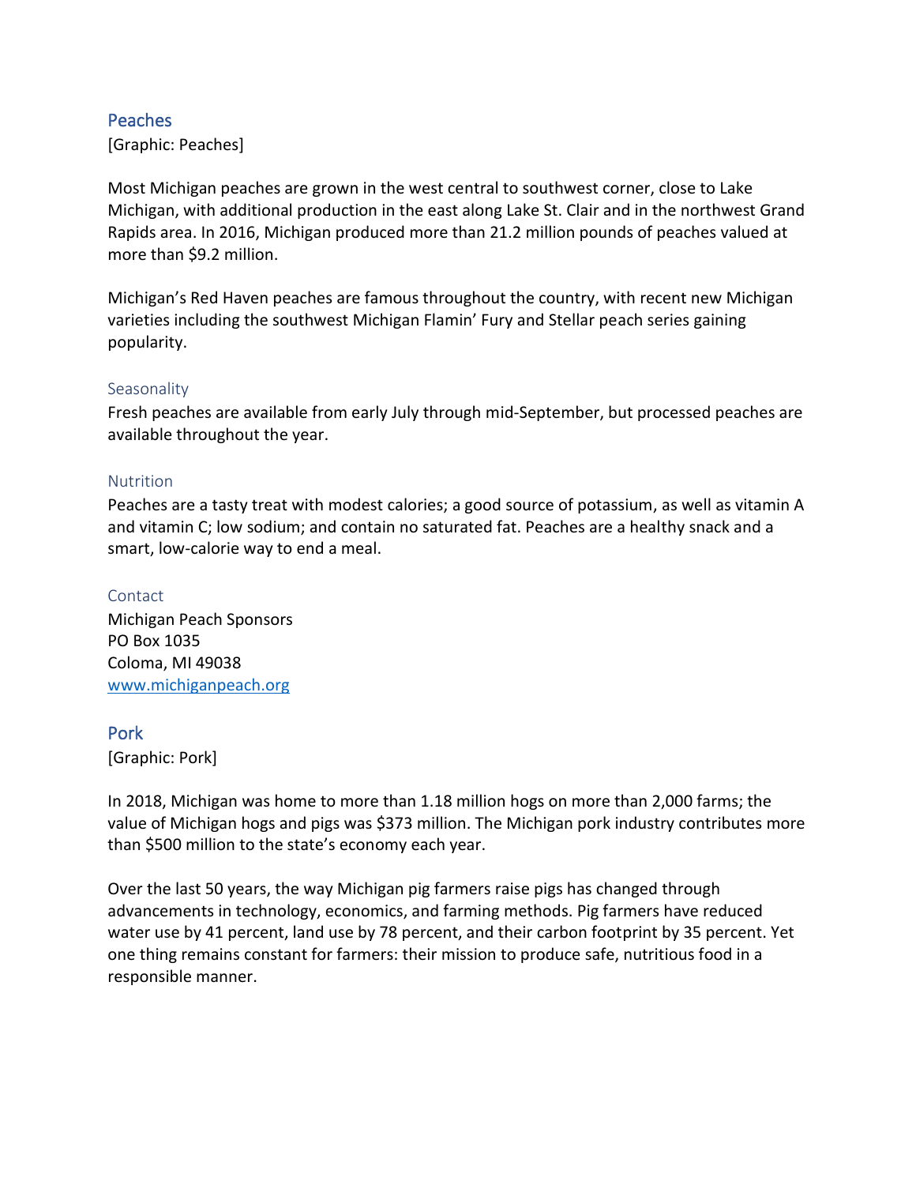## Peaches

[Graphic: Peaches]

Most Michigan peaches are grown in the west central to southwest corner, close to Lake Michigan, with additional production in the east along Lake St. Clair and in the northwest Grand Rapids area. In 2016, Michigan produced more than 21.2 million pounds of peaches valued at more than $9.2 million.

Michigan's Red Haven peaches are famous throughout the country, with recent new Michigan varieties including the southwest Michigan Flamin' Fury and Stellar peach series gaining popularity.

### Seasonality

Fresh peaches are available from early July through mid-September, but processed peaches are available throughout the year.

### Nutrition

Peaches are a tasty treat with modest calories; a good source of potassium, as well as vitamin A and vitamin C; low sodium; and contain no saturated fat. Peaches are a healthy snack and a smart, low-calorie way to end a meal.

### Contact

Michigan Peach Sponsors
PO Box 1035
Coloma, MI 49038
[www.michiganpeach.org](www.michiganpeach.org)

## Pork

[Graphic: Pork]

In 2018, Michigan was home to more than 1.18 million hogs on more than 2,000 farms; the value of Michigan hogs and pigs was $373 million. The Michigan pork industry contributes more than $500 million to the state's economy each year.

Over the last 50 years, the way Michigan pig farmers raise pigs has changed through advancements in technology, economics, and farming methods. Pig farmers have reduced water use by 41 percent, land use by 78 percent, and their carbon footprint by 35 percent. Yet one thing remains constant for farmers: their mission to produce safe, nutritious food in a responsible manner.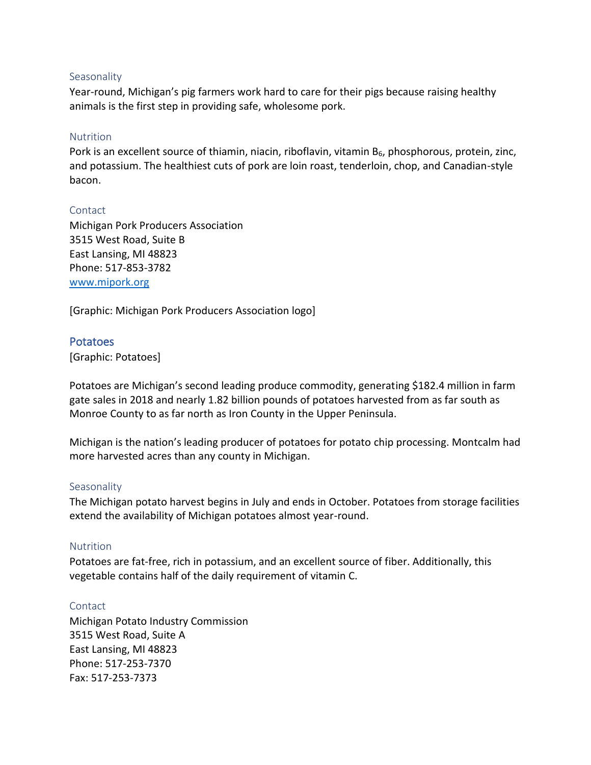### Seasonality

Year-round, Michigan's pig farmers work hard to care for their pigs because raising healthy animals is the first step in providing safe, wholesome pork.

### Nutrition

Pork is an excellent source of thiamin, niacin, riboflavin, vitamin $B_6$, phosphorous, protein, zinc, and potassium. The healthiest cuts of pork are loin roast, tenderloin, chop, and Canadian-style bacon.

### Contact

Michigan Pork Producers Association
3515 West Road, Suite B
East Lansing, MI 48823
Phone: 517-853-3782
[www.mipork.org](www.mipork.org)

[Graphic: Michigan Pork Producers Association logo]

## Potatoes

[Graphic: Potatoes]

Potatoes are Michigan's second leading produce commodity, generating $182.4 million in farm gate sales in 2018 and nearly 1.82 billion pounds of potatoes harvested from as far south as Monroe County to as far north as Iron County in the Upper Peninsula.

Michigan is the nation's leading producer of potatoes for potato chip processing. Montcalm had more harvested acres than any county in Michigan.

### Seasonality

The Michigan potato harvest begins in July and ends in October. Potatoes from storage facilities extend the availability of Michigan potatoes almost year-round.

### Nutrition

Potatoes are fat-free, rich in potassium, and an excellent source of fiber. Additionally, this vegetable contains half of the daily requirement of vitamin C.

### Contact

Michigan Potato Industry Commission
3515 West Road, Suite A
East Lansing, MI 48823
Phone: 517-253-7370
Fax: 517-253-7373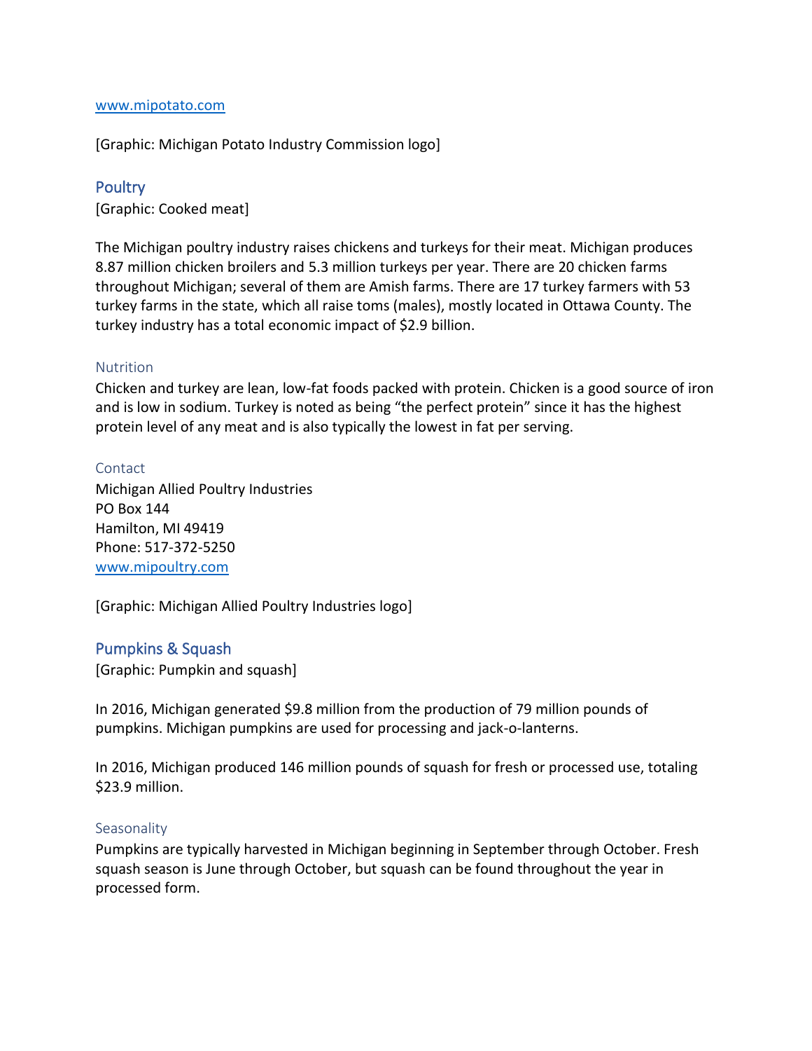[www.mipotato.com](http://www.mipotato.com)

[Graphic: Michigan Potato Industry Commission logo]

## Poultry

[Graphic: Cooked meat]

The Michigan poultry industry raises chickens and turkeys for their meat. Michigan produces 8.87 million chicken broilers and 5.3 million turkeys per year. There are 20 chicken farms throughout Michigan; several of them are Amish farms. There are 17 turkey farmers with 53 turkey farms in the state, which all raise toms (males), mostly located in Ottawa County. The turkey industry has a total economic impact of $2.9 billion.

### Nutrition

Chicken and turkey are lean, low-fat foods packed with protein. Chicken is a good source of iron and is low in sodium. Turkey is noted as being "the perfect protein" since it has the highest protein level of any meat and is also typically the lowest in fat per serving.

### Contact

Michigan Allied Poultry Industries
PO Box 144
Hamilton, MI 49419
Phone: 517-372-5250
[www.mipoultry.com](http://www.mipoultry.com)

[Graphic: Michigan Allied Poultry Industries logo]

## Pumpkins & Squash

[Graphic: Pumpkin and squash]

In 2016, Michigan generated $9.8 million from the production of 79 million pounds of pumpkins. Michigan pumpkins are used for processing and jack-o-lanterns.

In 2016, Michigan produced 146 million pounds of squash for fresh or processed use, totaling $23.9 million.

### Seasonality

Pumpkins are typically harvested in Michigan beginning in September through October. Fresh squash season is June through October, but squash can be found throughout the year in processed form.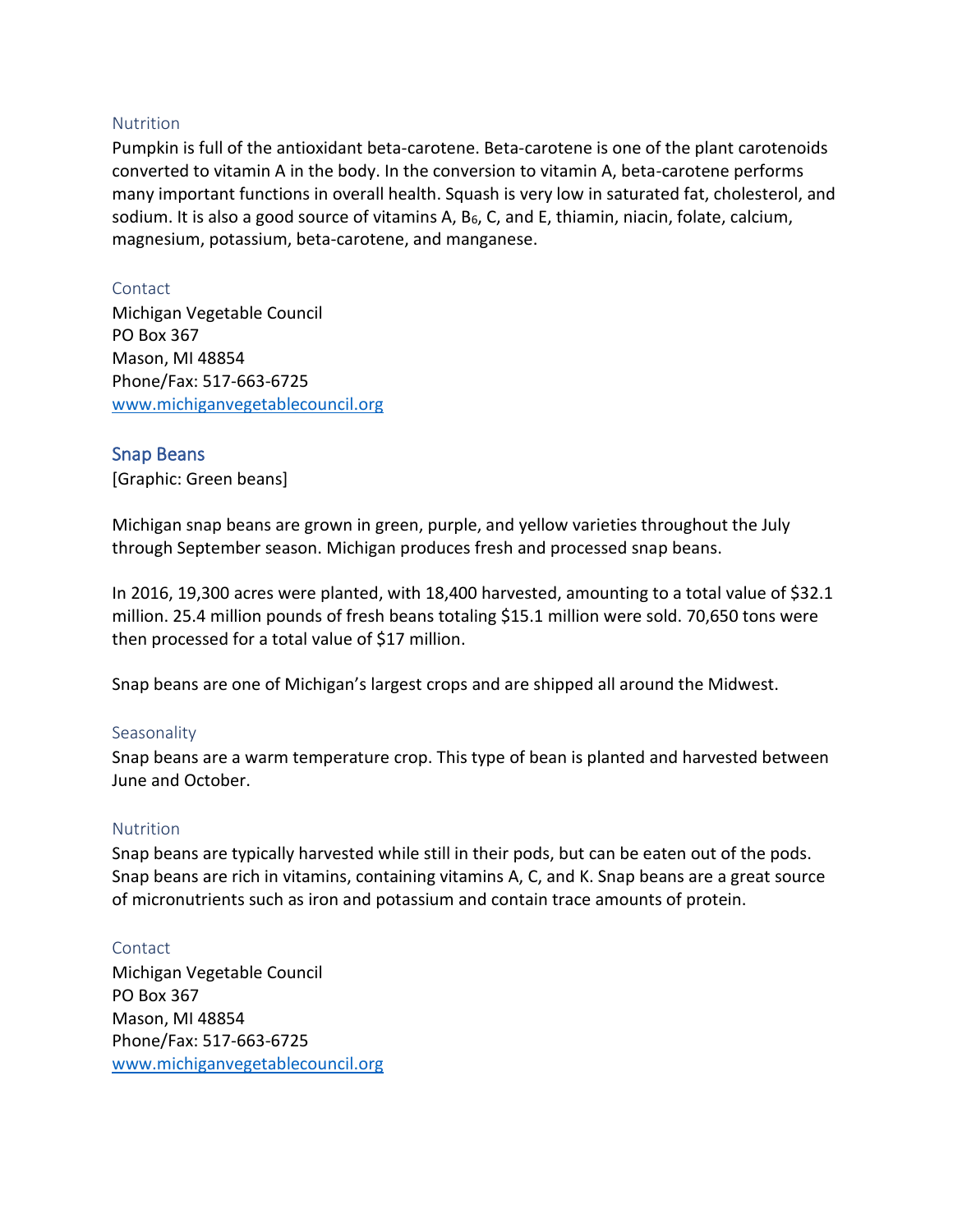### Nutrition

Pumpkin is full of the antioxidant beta-carotene. Beta-carotene is one of the plant carotenoids converted to vitamin A in the body. In the conversion to vitamin A, beta-carotene performs many important functions in overall health. Squash is very low in saturated fat, cholesterol, and sodium. It is also a good source of vitamins A, $B_6$, C, and E, thiamin, niacin, folate, calcium, magnesium, potassium, beta-carotene, and manganese.

### Contact

Michigan Vegetable Council
PO Box 367
Mason, MI 48854
Phone/Fax: 517-663-6725
[www.michiganvegetablecouncil.org](http://www.michiganvegetablecouncil.org)

## Snap Beans

[Graphic: Green beans]

Michigan snap beans are grown in green, purple, and yellow varieties throughout the July through September season. Michigan produces fresh and processed snap beans.

In 2016, 19,300 acres were planted, with 18,400 harvested, amounting to a total value of $32.1 million. 25.4 million pounds of fresh beans totaling $15.1 million were sold. 70,650 tons were then processed for a total value of $17 million.

Snap beans are one of Michigan's largest crops and are shipped all around the Midwest.

### Seasonality

Snap beans are a warm temperature crop. This type of bean is planted and harvested between June and October.

### Nutrition

Snap beans are typically harvested while still in their pods, but can be eaten out of the pods. Snap beans are rich in vitamins, containing vitamins A, C, and K. Snap beans are a great source of micronutrients such as iron and potassium and contain trace amounts of protein.

### Contact

Michigan Vegetable Council
PO Box 367
Mason, MI 48854
Phone/Fax: 517-663-6725
[www.michiganvegetablecouncil.org](http://www.michiganvegetablecouncil.org)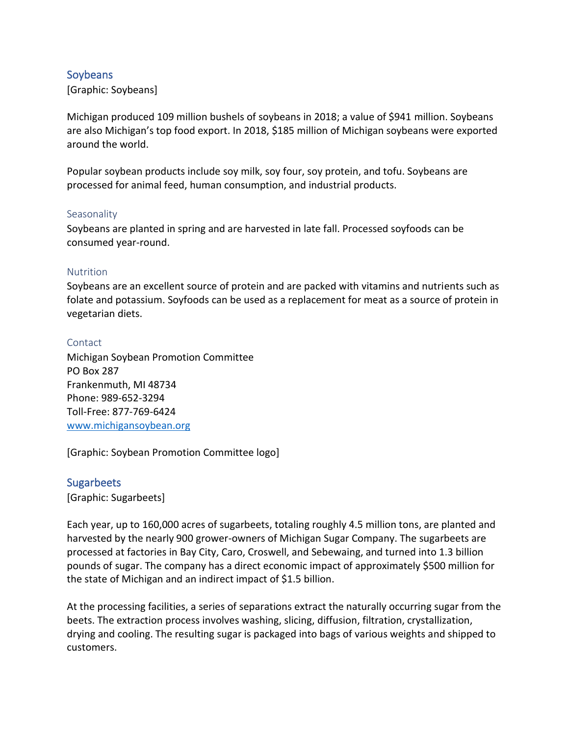## Soybeans

[Graphic: Soybeans]

Michigan produced 109 million bushels of soybeans in 2018; a value of $941 million. Soybeans are also Michigan's top food export. In 2018, $185 million of Michigan soybeans were exported around the world.

Popular soybean products include soy milk, soy four, soy protein, and tofu. Soybeans are processed for animal feed, human consumption, and industrial products.

### Seasonality

Soybeans are planted in spring and are harvested in late fall. Processed soyfoods can be consumed year-round.

### Nutrition

Soybeans are an excellent source of protein and are packed with vitamins and nutrients such as folate and potassium. Soyfoods can be used as a replacement for meat as a source of protein in vegetarian diets.

### Contact

Michigan Soybean Promotion Committee
PO Box 287
Frankenmuth, MI 48734
Phone: 989-652-3294
Toll-Free: 877-769-6424
[www.michigansoybean.org](http://www.michigansoybean.org)

[Graphic: Soybean Promotion Committee logo]

## Sugarbeets

[Graphic: Sugarbeets]

Each year, up to 160,000 acres of sugarbeets, totaling roughly 4.5 million tons, are planted and harvested by the nearly 900 grower-owners of Michigan Sugar Company. The sugarbeets are processed at factories in Bay City, Caro, Croswell, and Sebewaing, and turned into 1.3 billion pounds of sugar. The company has a direct economic impact of approximately $500 million for the state of Michigan and an indirect impact of $1.5 billion.

At the processing facilities, a series of separations extract the naturally occurring sugar from the beets. The extraction process involves washing, slicing, diffusion, filtration, crystallization, drying and cooling. The resulting sugar is packaged into bags of various weights and shipped to customers.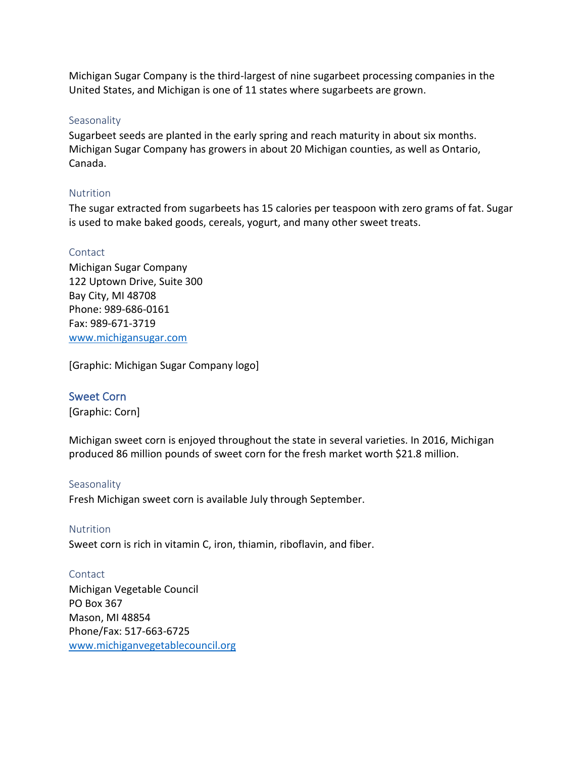Michigan Sugar Company is the third-largest of nine sugarbeet processing companies in the United States, and Michigan is one of 11 states where sugarbeets are grown.

### Seasonality

Sugarbeet seeds are planted in the early spring and reach maturity in about six months. Michigan Sugar Company has growers in about 20 Michigan counties, as well as Ontario, Canada.

### Nutrition

The sugar extracted from sugarbeets has 15 calories per teaspoon with zero grams of fat. Sugar is used to make baked goods, cereals, yogurt, and many other sweet treats.

### Contact

Michigan Sugar Company
122 Uptown Drive, Suite 300
Bay City, MI 48708
Phone: 989-686-0161
Fax: 989-671-3719
[www.michigansugar.com](http://www.michigansugar.com)

[Graphic: Michigan Sugar Company logo]

## Sweet Corn

[Graphic: Corn]

Michigan sweet corn is enjoyed throughout the state in several varieties. In 2016, Michigan produced 86 million pounds of sweet corn for the fresh market worth $21.8 million.

### Seasonality

Fresh Michigan sweet corn is available July through September.

### Nutrition

Sweet corn is rich in vitamin C, iron, thiamin, riboflavin, and fiber.

### Contact

Michigan Vegetable Council
PO Box 367
Mason, MI 48854
Phone/Fax: 517-663-6725
[www.michiganvegetablecouncil.org](http://www.michiganvegetablecouncil.org)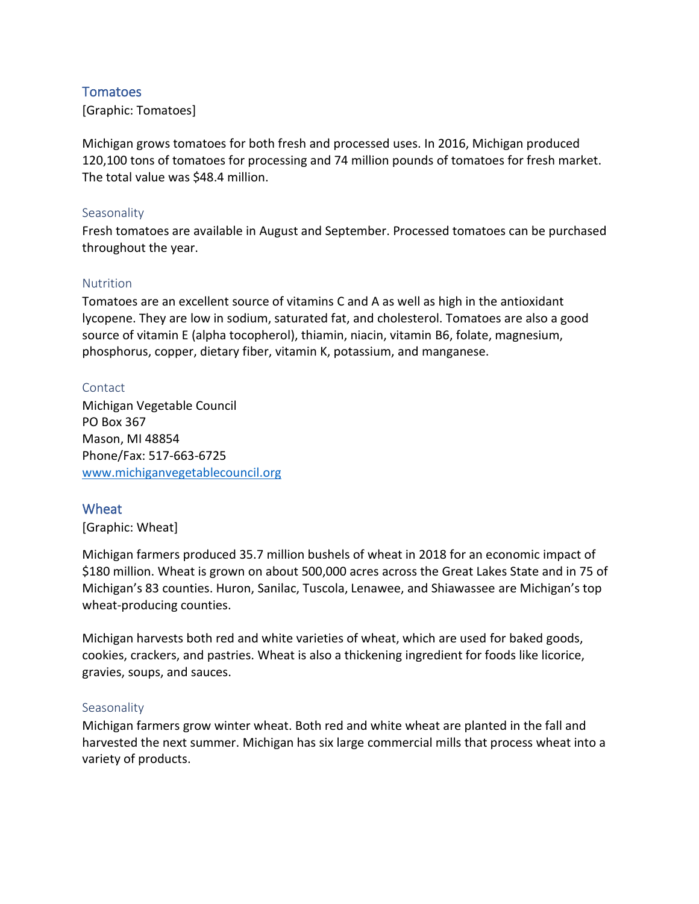## Tomatoes

[Graphic: Tomatoes]

Michigan grows tomatoes for both fresh and processed uses. In 2016, Michigan produced 120,100 tons of tomatoes for processing and 74 million pounds of tomatoes for fresh market. The total value was $48.4 million.

### Seasonality

Fresh tomatoes are available in August and September. Processed tomatoes can be purchased throughout the year.

### Nutrition

Tomatoes are an excellent source of vitamins C and A as well as high in the antioxidant lycopene. They are low in sodium, saturated fat, and cholesterol. Tomatoes are also a good source of vitamin E (alpha tocopherol), thiamin, niacin, vitamin B6, folate, magnesium, phosphorus, copper, dietary fiber, vitamin K, potassium, and manganese.

### Contact

Michigan Vegetable Council
PO Box 367
Mason, MI 48854
Phone/Fax: 517-663-6725
[www.michiganvegetablecouncil.org](http://www.michiganvegetablecouncil.org)

## Wheat

[Graphic: Wheat]

Michigan farmers produced 35.7 million bushels of wheat in 2018 for an economic impact of $180 million. Wheat is grown on about 500,000 acres across the Great Lakes State and in 75 of Michigan's 83 counties. Huron, Sanilac, Tuscola, Lenawee, and Shiawassee are Michigan's top wheat-producing counties.

Michigan harvests both red and white varieties of wheat, which are used for baked goods, cookies, crackers, and pastries. Wheat is also a thickening ingredient for foods like licorice, gravies, soups, and sauces.

### Seasonality

Michigan farmers grow winter wheat. Both red and white wheat are planted in the fall and harvested the next summer. Michigan has six large commercial mills that process wheat into a variety of products.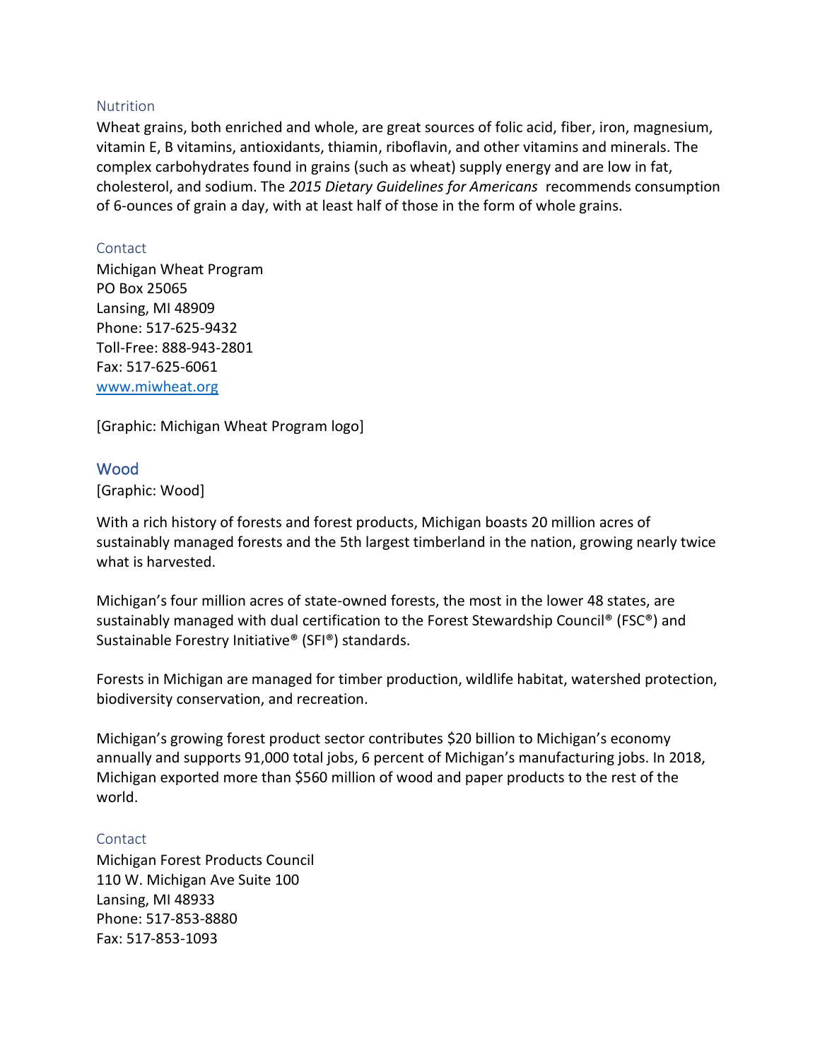### Nutrition

Wheat grains, both enriched and whole, are great sources of folic acid, fiber, iron, magnesium, vitamin E, B vitamins, antioxidants, thiamin, riboflavin, and other vitamins and minerals. The complex carbohydrates found in grains (such as wheat) supply energy and are low in fat, cholesterol, and sodium. The *2015 Dietary Guidelines for Americans* recommends consumption of 6-ounces of grain a day, with at least half of those in the form of whole grains.

### Contact

Michigan Wheat Program
PO Box 25065
Lansing, MI 48909
Phone: 517-625-9432
Toll-Free: 888-943-2801
Fax: 517-625-6061
[www.miwheat.org](http://www.miwheat.org)

[Graphic: Michigan Wheat Program logo]

## Wood

[Graphic: Wood]

With a rich history of forests and forest products, Michigan boasts 20 million acres of sustainably managed forests and the 5th largest timberland in the nation, growing nearly twice what is harvested.

Michigan's four million acres of state-owned forests, the most in the lower 48 states, are sustainably managed with dual certification to the Forest Stewardship Council® (FSC®) and Sustainable Forestry Initiative® (SFI®) standards.

Forests in Michigan are managed for timber production, wildlife habitat, watershed protection, biodiversity conservation, and recreation.

Michigan's growing forest product sector contributes $20 billion to Michigan's economy annually and supports 91,000 total jobs, 6 percent of Michigan's manufacturing jobs. In 2018, Michigan exported more than $560 million of wood and paper products to the rest of the world.

### Contact

Michigan Forest Products Council
110 W. Michigan Ave Suite 100
Lansing, MI 48933
Phone: 517-853-8880
Fax: 517-853-1093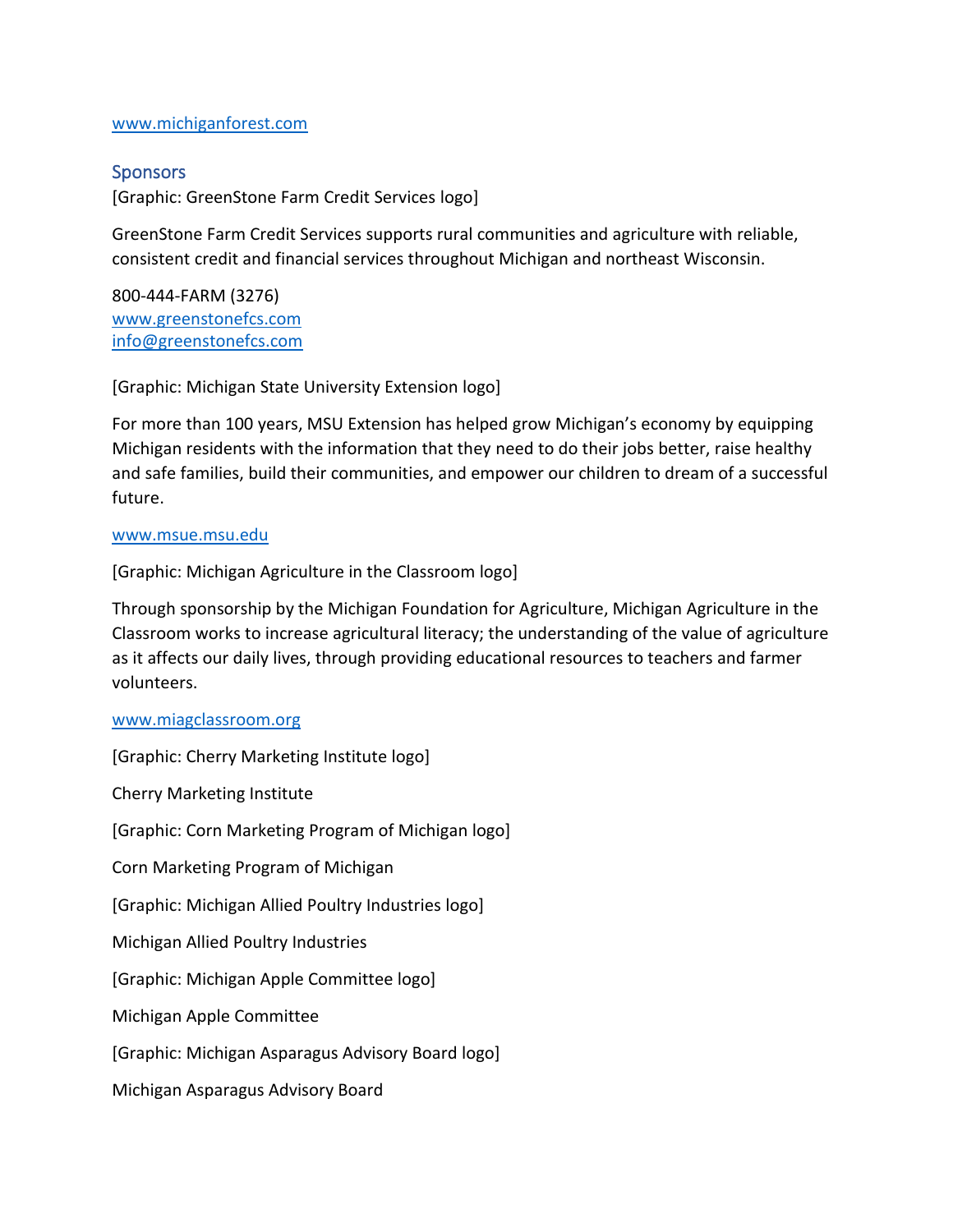[www.michiganforest.com](http://www.michiganforest.com)

## Sponsors

[Graphic: GreenStone Farm Credit Services logo]

GreenStone Farm Credit Services supports rural communities and agriculture with reliable, consistent credit and financial services throughout Michigan and northeast Wisconsin.

800-444-FARM (3276)
[www.greenstonefcs.com](http://www.greenstonefcs.com)
[info@greenstonefcs.com](mailto:info@greenstonefcs.com)

[Graphic: Michigan State University Extension logo]

For more than 100 years, MSU Extension has helped grow Michigan's economy by equipping Michigan residents with the information that they need to do their jobs better, raise healthy and safe families, build their communities, and empower our children to dream of a successful future.

[www.msue.msu.edu](http://www.msue.msu.edu)

[Graphic: Michigan Agriculture in the Classroom logo]

Through sponsorship by the Michigan Foundation for Agriculture, Michigan Agriculture in the Classroom works to increase agricultural literacy; the understanding of the value of agriculture as it affects our daily lives, through providing educational resources to teachers and farmer volunteers.

[www.miagclassroom.org](http://www.miagclassroom.org)

[Graphic: Cherry Marketing Institute logo]

Cherry Marketing Institute

[Graphic: Corn Marketing Program of Michigan logo]

Corn Marketing Program of Michigan

[Graphic: Michigan Allied Poultry Industries logo]

Michigan Allied Poultry Industries

[Graphic: Michigan Apple Committee logo]

Michigan Apple Committee

[Graphic: Michigan Asparagus Advisory Board logo]

Michigan Asparagus Advisory Board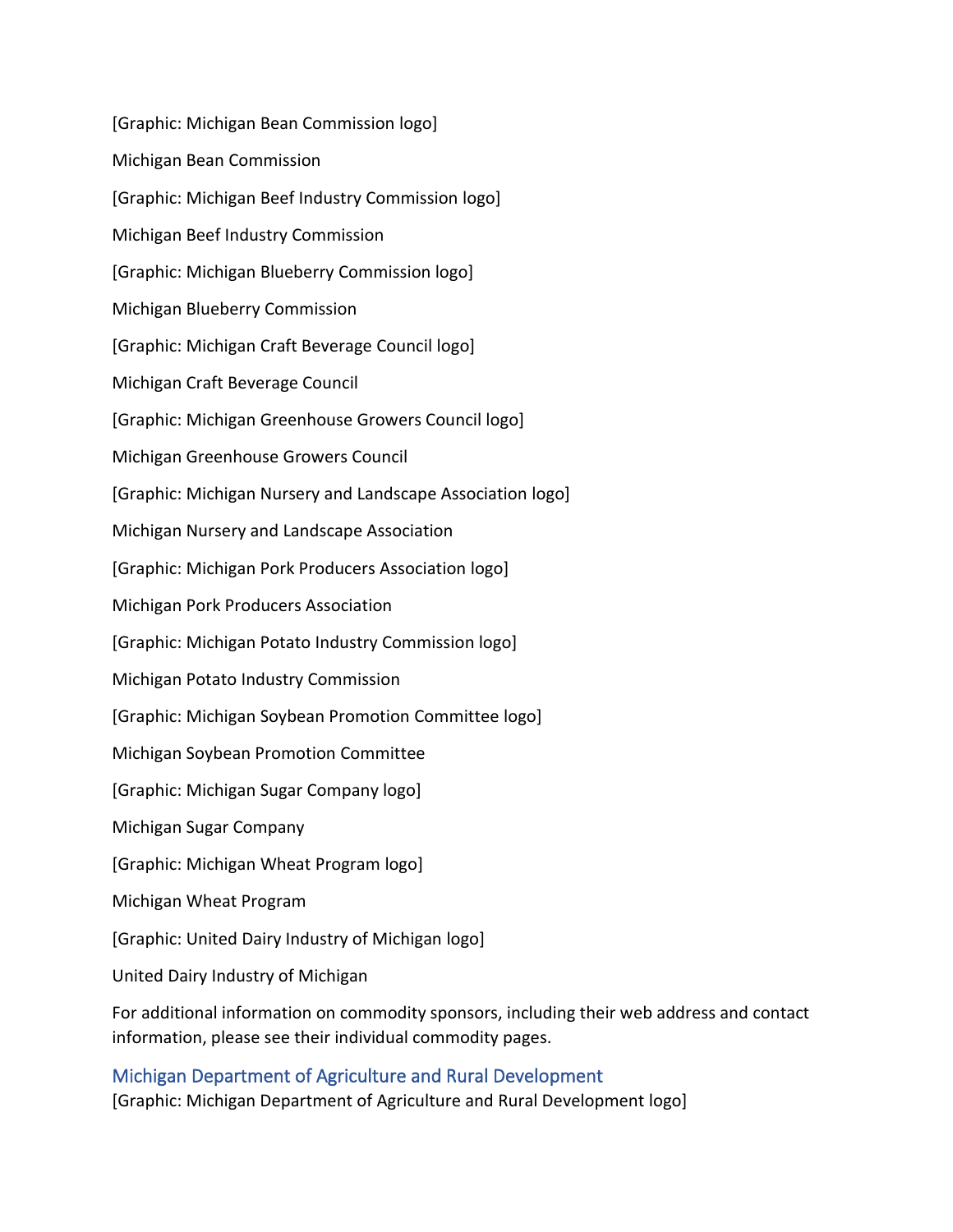[Graphic: Michigan Bean Commission logo]

Michigan Bean Commission

[Graphic: Michigan Beef Industry Commission logo]

Michigan Beef Industry Commission

[Graphic: Michigan Blueberry Commission logo]

Michigan Blueberry Commission

[Graphic: Michigan Craft Beverage Council logo]

Michigan Craft Beverage Council

[Graphic: Michigan Greenhouse Growers Council logo]

Michigan Greenhouse Growers Council

[Graphic: Michigan Nursery and Landscape Association logo]

Michigan Nursery and Landscape Association

[Graphic: Michigan Pork Producers Association logo]

Michigan Pork Producers Association

[Graphic: Michigan Potato Industry Commission logo]

Michigan Potato Industry Commission

[Graphic: Michigan Soybean Promotion Committee logo]

Michigan Soybean Promotion Committee

[Graphic: Michigan Sugar Company logo]

Michigan Sugar Company

[Graphic: Michigan Wheat Program logo]

Michigan Wheat Program

[Graphic: United Dairy Industry of Michigan logo]

United Dairy Industry of Michigan

For additional information on commodity sponsors, including their web address and contact information, please see their individual commodity pages.

## Michigan Department of Agriculture and Rural Development

[Graphic: Michigan Department of Agriculture and Rural Development logo]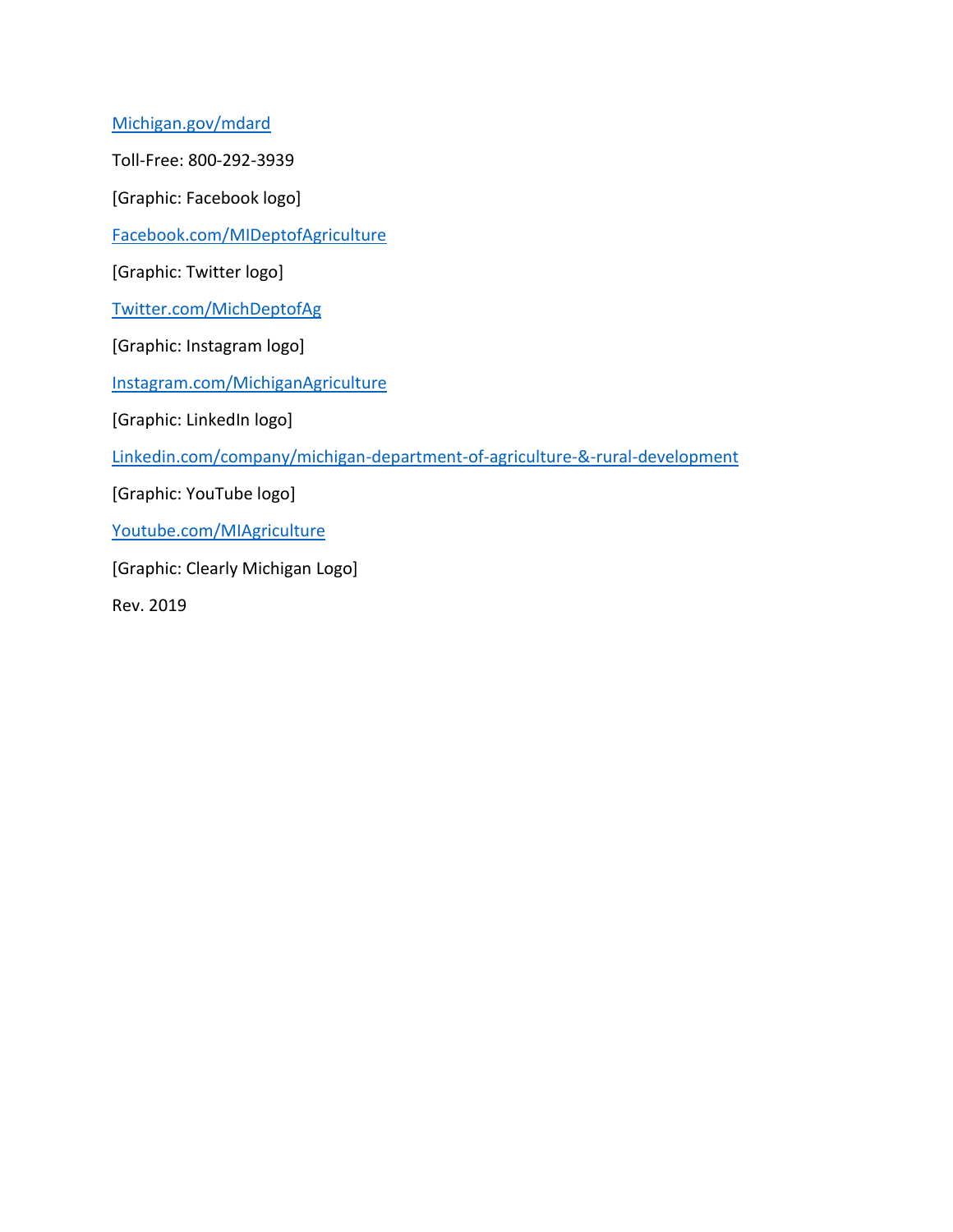[Michigan.gov/mdard](Michigan.gov/mdard)

Toll-Free: 800-292-3939

[Graphic: Facebook logo]

[Facebook.com/MIDeptofAgriculture](Facebook.com/MIDeptofAgriculture)

[Graphic: Twitter logo]

[Twitter.com/MichDeptofAg](Twitter.com/MichDeptofAg)

[Graphic: Instagram logo]

[Instagram.com/MichiganAgriculture](Instagram.com/MichiganAgriculture)

[Graphic: LinkedIn logo]

[Linkedin.com/company/michigan-department-of-agriculture-&-rural-development](Linkedin.com/company/michigan-department-of-agriculture-&-rural-development)

[Graphic: YouTube logo]

[Youtube.com/MIAgriculture](Youtube.com/MIAgriculture)

[Graphic: Clearly Michigan Logo]

Rev. 2019